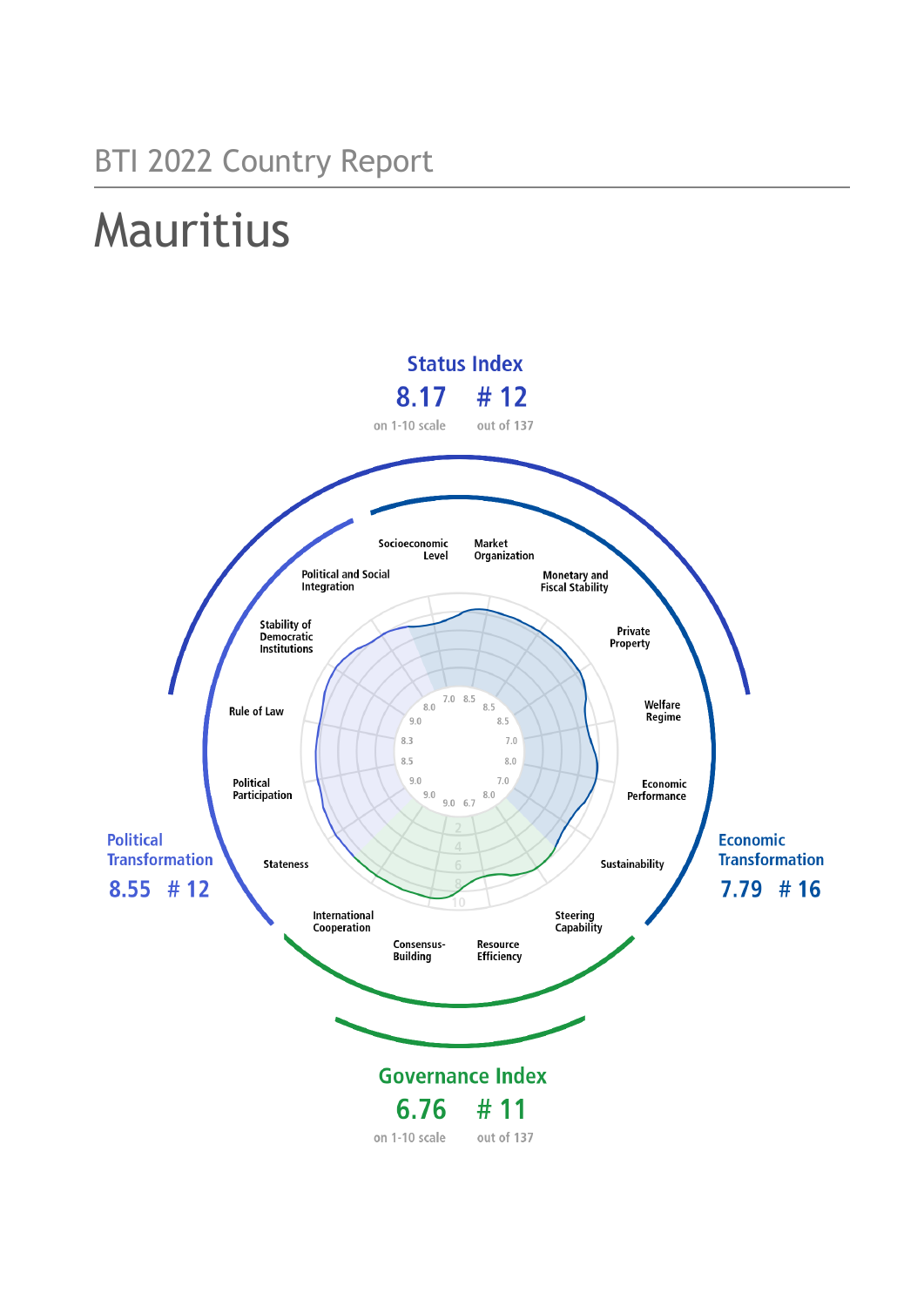BTI 2022 Country Report

# Mauritius

## Status Index

**8.17** on 1-10 scale

**# 12** out of 137

**Political Transformation** 8.55 # 12

**Economic Transformation** 7.79 # 16

## Governance Index

**6.76** on 1-10 scale

**# 11** out of 137

| Criterion | Score |
|---|---|
| Stateness | 9.0 |
| Political Participation | 9.0 |
| Rule of Law | 8.5 |
| Stability of Democratic Institutions | 8.3 |
| Political and Social Integration | 9.0 |
| Socioeconomic Level | 8.0 |
| Market Organization | 7.0 |
| Monetary and Fiscal Stability | 8.5 |
| Private Property | 8.5 |
| Welfare Regime | 8.5 |
| Economic Performance | 7.0 |
| Sustainability | 8.0 |
| Steering Capability | 7.0 |
| Resource Efficiency | 8.0 |
| Consensus-Building | 6.7 |
| International Cooperation | 9.0 |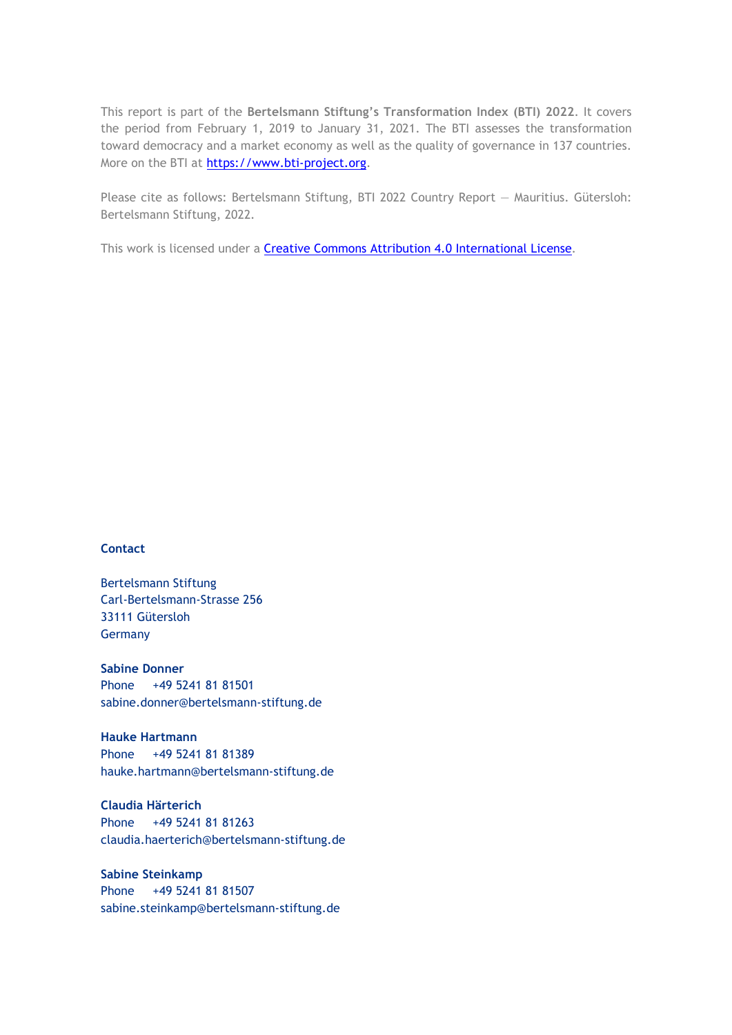This report is part of the **Bertelsmann Stiftung's Transformation Index (BTI) 2022**. It covers the period from February 1, 2019 to January 31, 2021. The BTI assesses the transformation toward democracy and a market economy as well as the quality of governance in 137 countries. More on the BTI at [https://www.bti-project.org](https://www.bti-project.org).

Please cite as follows: Bertelsmann Stiftung, BTI 2022 Country Report — Mauritius. Gütersloh: Bertelsmann Stiftung, 2022.

This work is licensed under a [Creative Commons Attribution 4.0 International License](https://creativecommons.org/licenses/by/4.0/).

**Contact**

Bertelsmann Stiftung
Carl-Bertelsmann-Strasse 256
33111 Gütersloh
Germany

**Sabine Donner**
Phone +49 5241 81 81501
sabine.donner@bertelsmann-stiftung.de

**Hauke Hartmann**
Phone +49 5241 81 81389
hauke.hartmann@bertelsmann-stiftung.de

**Claudia Härterich**
Phone +49 5241 81 81263
claudia.haerterich@bertelsmann-stiftung.de

**Sabine Steinkamp**
Phone +49 5241 81 81507
sabine.steinkamp@bertelsmann-stiftung.de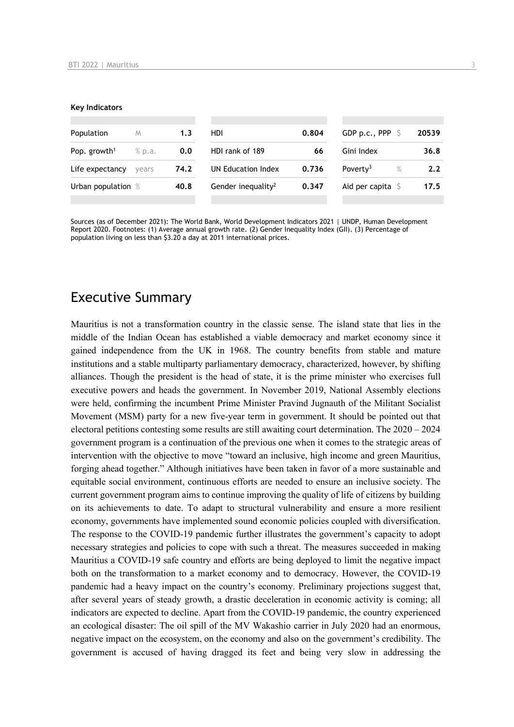**Key Indicators**

| | | | | | | | |
|---|---|---|---|---|---|---|---|
| Population | M | 1.3 | HDI | 0.804 | GDP p.c., PPP | $ | 20539 |
| Pop. growth[1] | % p.a. | 0.0 | HDI rank of 189 | 66 | Gini Index | | 36.8 |
| Life expectancy | years | 74.2 | UN Education Index | 0.736 | Poverty[3] | % | 2.2 |
| Urban population | % | 40.8 | Gender inequality[2] | 0.347 | Aid per capita | $ | 17.5 |

Sources (as of December 2021): The World Bank, World Development Indicators 2021 | UNDP, Human Development Report 2020. Footnotes: (1) Average annual growth rate. (2) Gender Inequality Index (GII). (3) Percentage of population living on less than $3.20 a day at 2011 international prices.

## Executive Summary

Mauritius is not a transformation country in the classic sense. The island state that lies in the middle of the Indian Ocean has established a viable democracy and market economy since it gained independence from the UK in 1968. The country benefits from stable and mature institutions and a stable multiparty parliamentary democracy, characterized, however, by shifting alliances. Though the president is the head of state, it is the prime minister who exercises full executive powers and heads the government. In November 2019, National Assembly elections were held, confirming the incumbent Prime Minister Pravind Jugnauth of the Militant Socialist Movement (MSM) party for a new five-year term in government. It should be pointed out that electoral petitions contesting some results are still awaiting court determination. The 2020 – 2024 government program is a continuation of the previous one when it comes to the strategic areas of intervention with the objective to move "toward an inclusive, high income and green Mauritius, forging ahead together." Although initiatives have been taken in favor of a more sustainable and equitable social environment, continuous efforts are needed to ensure an inclusive society. The current government program aims to continue improving the quality of life of citizens by building on its achievements to date. To adapt to structural vulnerability and ensure a more resilient economy, governments have implemented sound economic policies coupled with diversification. The response to the COVID-19 pandemic further illustrates the government's capacity to adopt necessary strategies and policies to cope with such a threat. The measures succeeded in making Mauritius a COVID-19 safe country and efforts are being deployed to limit the negative impact both on the transformation to a market economy and to democracy. However, the COVID-19 pandemic had a heavy impact on the country's economy. Preliminary projections suggest that, after several years of steady growth, a drastic deceleration in economic activity is coming; all indicators are expected to decline. Apart from the COVID-19 pandemic, the country experienced an ecological disaster: The oil spill of the MV Wakashio carrier in July 2020 had an enormous, negative impact on the ecosystem, on the economy and also on the government's credibility. The government is accused of having dragged its feet and being very slow in addressing the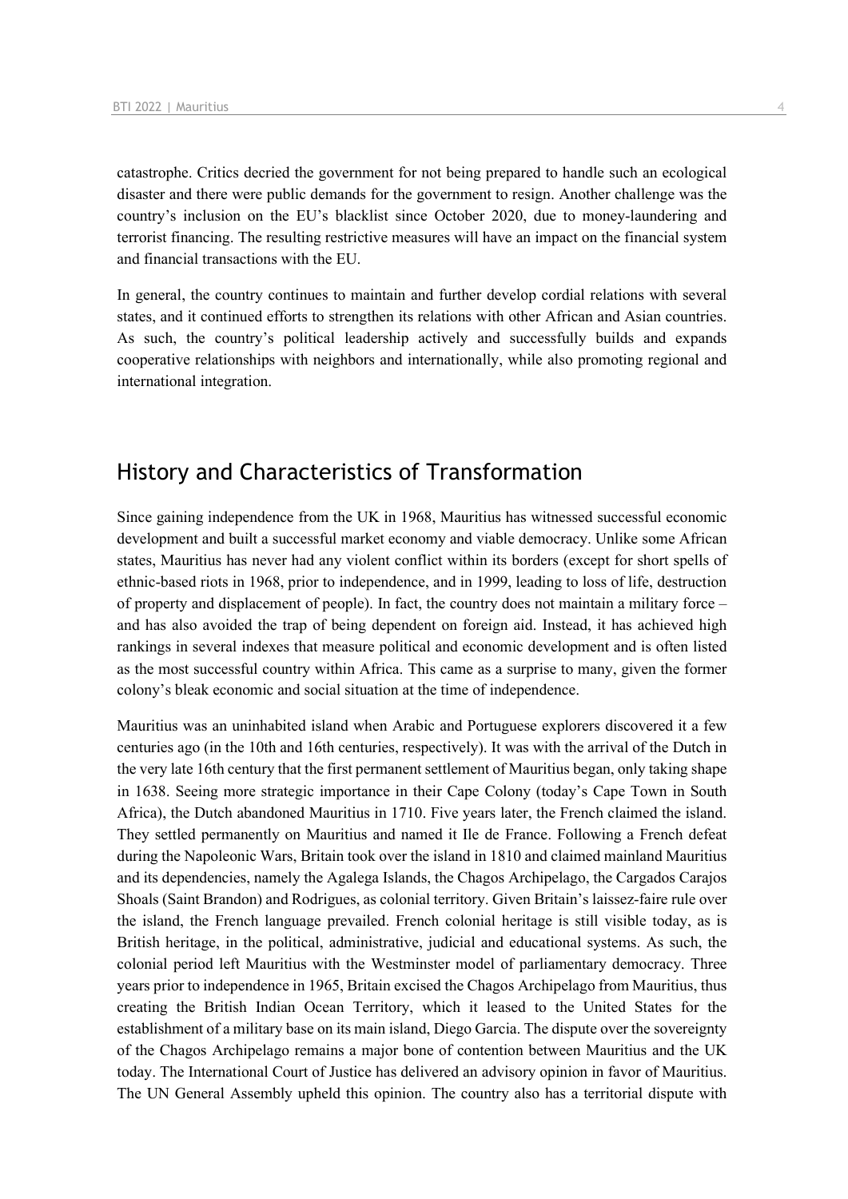catastrophe. Critics decried the government for not being prepared to handle such an ecological disaster and there were public demands for the government to resign. Another challenge was the country's inclusion on the EU's blacklist since October 2020, due to money-laundering and terrorist financing. The resulting restrictive measures will have an impact on the financial system and financial transactions with the EU.

In general, the country continues to maintain and further develop cordial relations with several states, and it continued efforts to strengthen its relations with other African and Asian countries. As such, the country's political leadership actively and successfully builds and expands cooperative relationships with neighbors and internationally, while also promoting regional and international integration.

## History and Characteristics of Transformation

Since gaining independence from the UK in 1968, Mauritius has witnessed successful economic development and built a successful market economy and viable democracy. Unlike some African states, Mauritius has never had any violent conflict within its borders (except for short spells of ethnic-based riots in 1968, prior to independence, and in 1999, leading to loss of life, destruction of property and displacement of people). In fact, the country does not maintain a military force – and has also avoided the trap of being dependent on foreign aid. Instead, it has achieved high rankings in several indexes that measure political and economic development and is often listed as the most successful country within Africa. This came as a surprise to many, given the former colony's bleak economic and social situation at the time of independence.

Mauritius was an uninhabited island when Arabic and Portuguese explorers discovered it a few centuries ago (in the 10th and 16th centuries, respectively). It was with the arrival of the Dutch in the very late 16th century that the first permanent settlement of Mauritius began, only taking shape in 1638. Seeing more strategic importance in their Cape Colony (today's Cape Town in South Africa), the Dutch abandoned Mauritius in 1710. Five years later, the French claimed the island. They settled permanently on Mauritius and named it Ile de France. Following a French defeat during the Napoleonic Wars, Britain took over the island in 1810 and claimed mainland Mauritius and its dependencies, namely the Agalega Islands, the Chagos Archipelago, the Cargados Carajos Shoals (Saint Brandon) and Rodrigues, as colonial territory. Given Britain's laissez-faire rule over the island, the French language prevailed. French colonial heritage is still visible today, as is British heritage, in the political, administrative, judicial and educational systems. As such, the colonial period left Mauritius with the Westminster model of parliamentary democracy. Three years prior to independence in 1965, Britain excised the Chagos Archipelago from Mauritius, thus creating the British Indian Ocean Territory, which it leased to the United States for the establishment of a military base on its main island, Diego Garcia. The dispute over the sovereignty of the Chagos Archipelago remains a major bone of contention between Mauritius and the UK today. The International Court of Justice has delivered an advisory opinion in favor of Mauritius. The UN General Assembly upheld this opinion. The country also has a territorial dispute with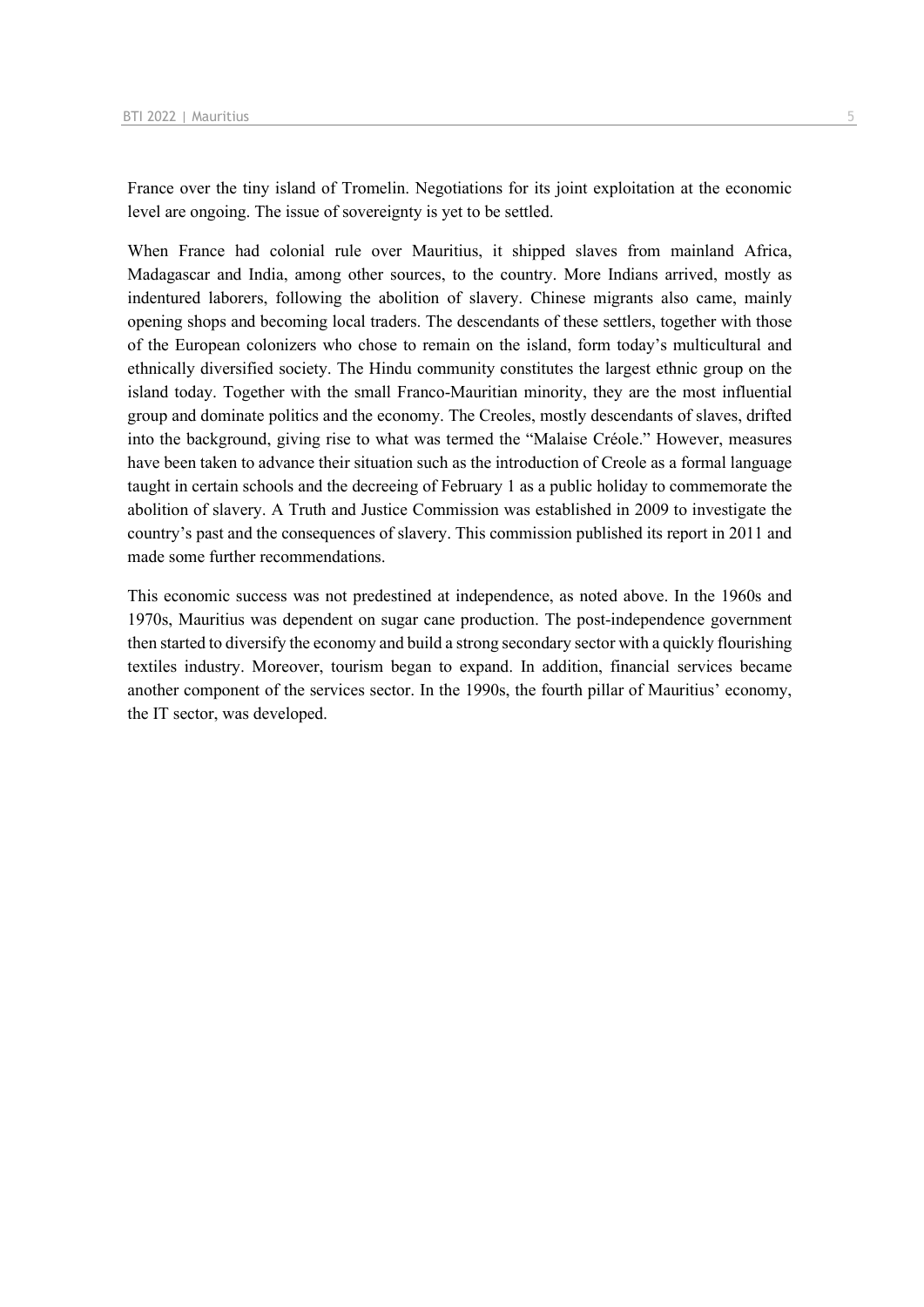France over the tiny island of Tromelin. Negotiations for its joint exploitation at the economic level are ongoing. The issue of sovereignty is yet to be settled.

When France had colonial rule over Mauritius, it shipped slaves from mainland Africa, Madagascar and India, among other sources, to the country. More Indians arrived, mostly as indentured laborers, following the abolition of slavery. Chinese migrants also came, mainly opening shops and becoming local traders. The descendants of these settlers, together with those of the European colonizers who chose to remain on the island, form today's multicultural and ethnically diversified society. The Hindu community constitutes the largest ethnic group on the island today. Together with the small Franco-Mauritian minority, they are the most influential group and dominate politics and the economy. The Creoles, mostly descendants of slaves, drifted into the background, giving rise to what was termed the "Malaise Créole." However, measures have been taken to advance their situation such as the introduction of Creole as a formal language taught in certain schools and the decreeing of February 1 as a public holiday to commemorate the abolition of slavery. A Truth and Justice Commission was established in 2009 to investigate the country's past and the consequences of slavery. This commission published its report in 2011 and made some further recommendations.

This economic success was not predestined at independence, as noted above. In the 1960s and 1970s, Mauritius was dependent on sugar cane production. The post-independence government then started to diversify the economy and build a strong secondary sector with a quickly flourishing textiles industry. Moreover, tourism began to expand. In addition, financial services became another component of the services sector. In the 1990s, the fourth pillar of Mauritius' economy, the IT sector, was developed.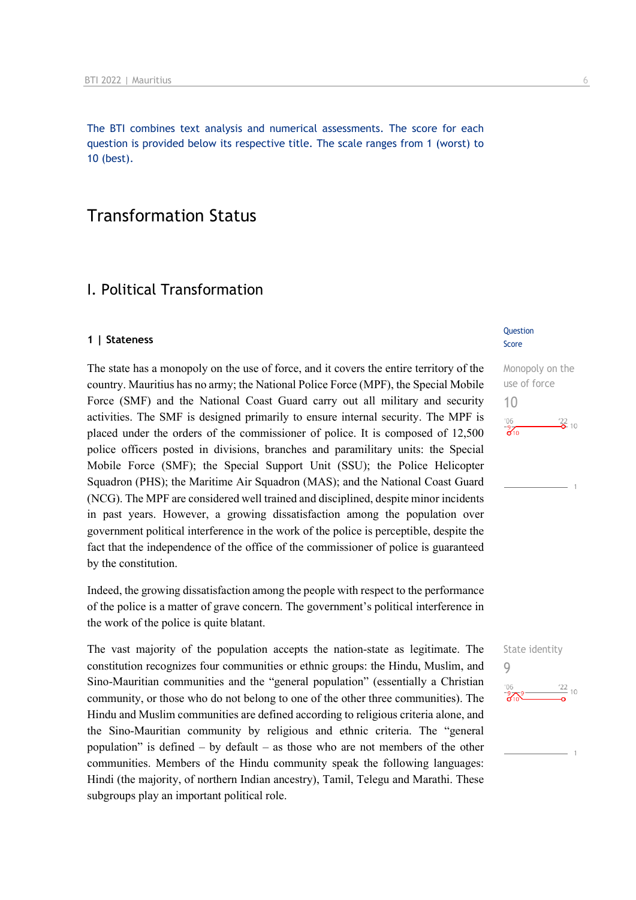The BTI combines text analysis and numerical assessments. The score for each question is provided below its respective title. The scale ranges from 1 (worst) to 10 (best).

# Transformation Status

## I. Political Transformation

### 1 | Stateness

Question Score

**Monopoly on the use of force**
10

The state has a monopoly on the use of force, and it covers the entire territory of the country. Mauritius has no army; the National Police Force (MPF), the Special Mobile Force (SMF) and the National Coast Guard carry out all military and security activities. The SMF is designed primarily to ensure internal security. The MPF is placed under the orders of the commissioner of police. It is composed of 12,500 police officers posted in divisions, branches and paramilitary units: the Special Mobile Force (SMF); the Special Support Unit (SSU); the Police Helicopter Squadron (PHS); the Maritime Air Squadron (MAS); and the National Coast Guard (NCG). The MPF are considered well trained and disciplined, despite minor incidents in past years. However, a growing dissatisfaction among the population over government political interference in the work of the police is perceptible, despite the fact that the independence of the office of the commissioner of police is guaranteed by the constitution.

Indeed, the growing dissatisfaction among the people with respect to the performance of the police is a matter of grave concern. The government's political interference in the work of the police is quite blatant.

**State identity**
9

The vast majority of the population accepts the nation-state as legitimate. The constitution recognizes four communities or ethnic groups: the Hindu, Muslim, and Sino-Mauritian communities and the "general population" (essentially a Christian community, or those who do not belong to one of the other three communities). The Hindu and Muslim communities are defined according to religious criteria alone, and the Sino-Mauritian community by religious and ethnic criteria. The "general population" is defined – by default – as those who are not members of the other communities. Members of the Hindu community speak the following languages: Hindi (the majority, of northern Indian ancestry), Tamil, Telegu and Marathi. These subgroups play an important political role.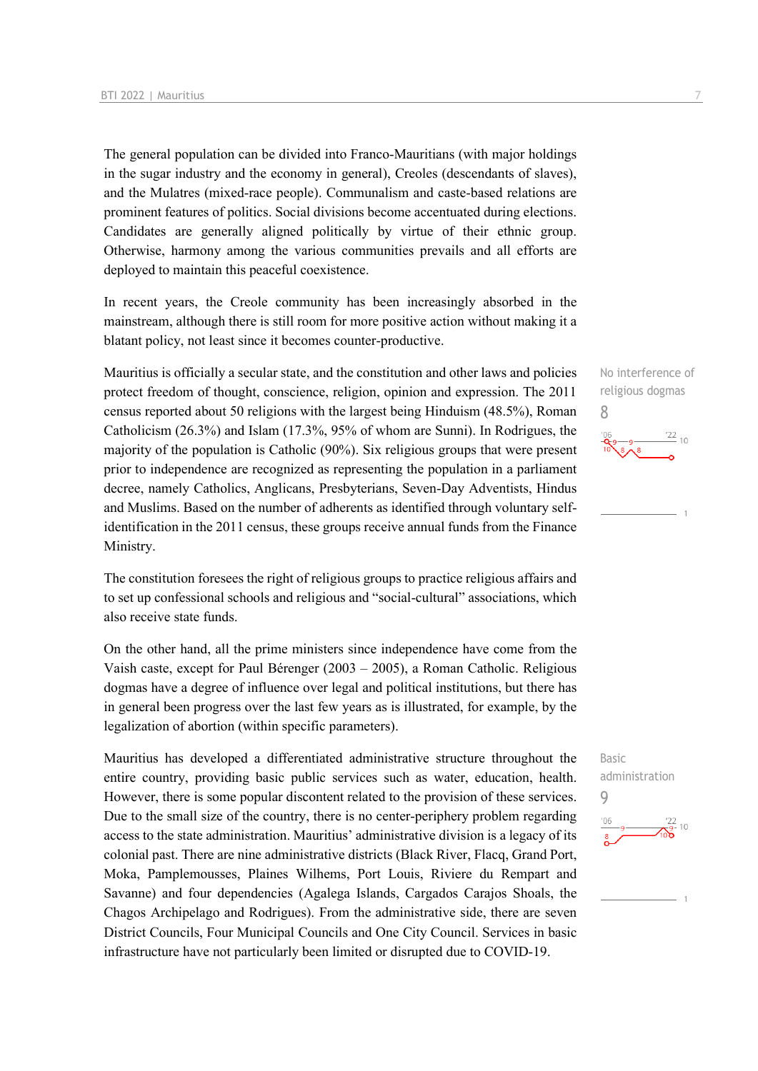The general population can be divided into Franco-Mauritians (with major holdings in the sugar industry and the economy in general), Creoles (descendants of slaves), and the Mulatres (mixed-race people). Communalism and caste-based relations are prominent features of politics. Social divisions become accentuated during elections. Candidates are generally aligned politically by virtue of their ethnic group. Otherwise, harmony among the various communities prevails and all efforts are deployed to maintain this peaceful coexistence.

In recent years, the Creole community has been increasingly absorbed in the mainstream, although there is still room for more positive action without making it a blatant policy, not least since it becomes counter-productive.

No interference of religious dogmas

8

Mauritius is officially a secular state, and the constitution and other laws and policies protect freedom of thought, conscience, religion, opinion and expression. The 2011 census reported about 50 religions with the largest being Hinduism (48.5%), Roman Catholicism (26.3%) and Islam (17.3%, 95% of whom are Sunni). In Rodrigues, the majority of the population is Catholic (90%). Six religious groups that were present prior to independence are recognized as representing the population in a parliament decree, namely Catholics, Anglicans, Presbyterians, Seven-Day Adventists, Hindus and Muslims. Based on the number of adherents as identified through voluntary self-identification in the 2011 census, these groups receive annual funds from the Finance Ministry.

The constitution foresees the right of religious groups to practice religious affairs and to set up confessional schools and religious and "social-cultural" associations, which also receive state funds.

On the other hand, all the prime ministers since independence have come from the Vaish caste, except for Paul Bérenger (2003 – 2005), a Roman Catholic. Religious dogmas have a degree of influence over legal and political institutions, but there has in general been progress over the last few years as is illustrated, for example, by the legalization of abortion (within specific parameters).

Basic administration

9

Mauritius has developed a differentiated administrative structure throughout the entire country, providing basic public services such as water, education, health. However, there is some popular discontent related to the provision of these services. Due to the small size of the country, there is no center-periphery problem regarding access to the state administration. Mauritius' administrative division is a legacy of its colonial past. There are nine administrative districts (Black River, Flacq, Grand Port, Moka, Pamplemousses, Plaines Wilhems, Port Louis, Riviere du Rempart and Savanne) and four dependencies (Agalega Islands, Cargados Carajos Shoals, the Chagos Archipelago and Rodrigues). From the administrative side, there are seven District Councils, Four Municipal Councils and One City Council. Services in basic infrastructure have not particularly been limited or disrupted due to COVID-19.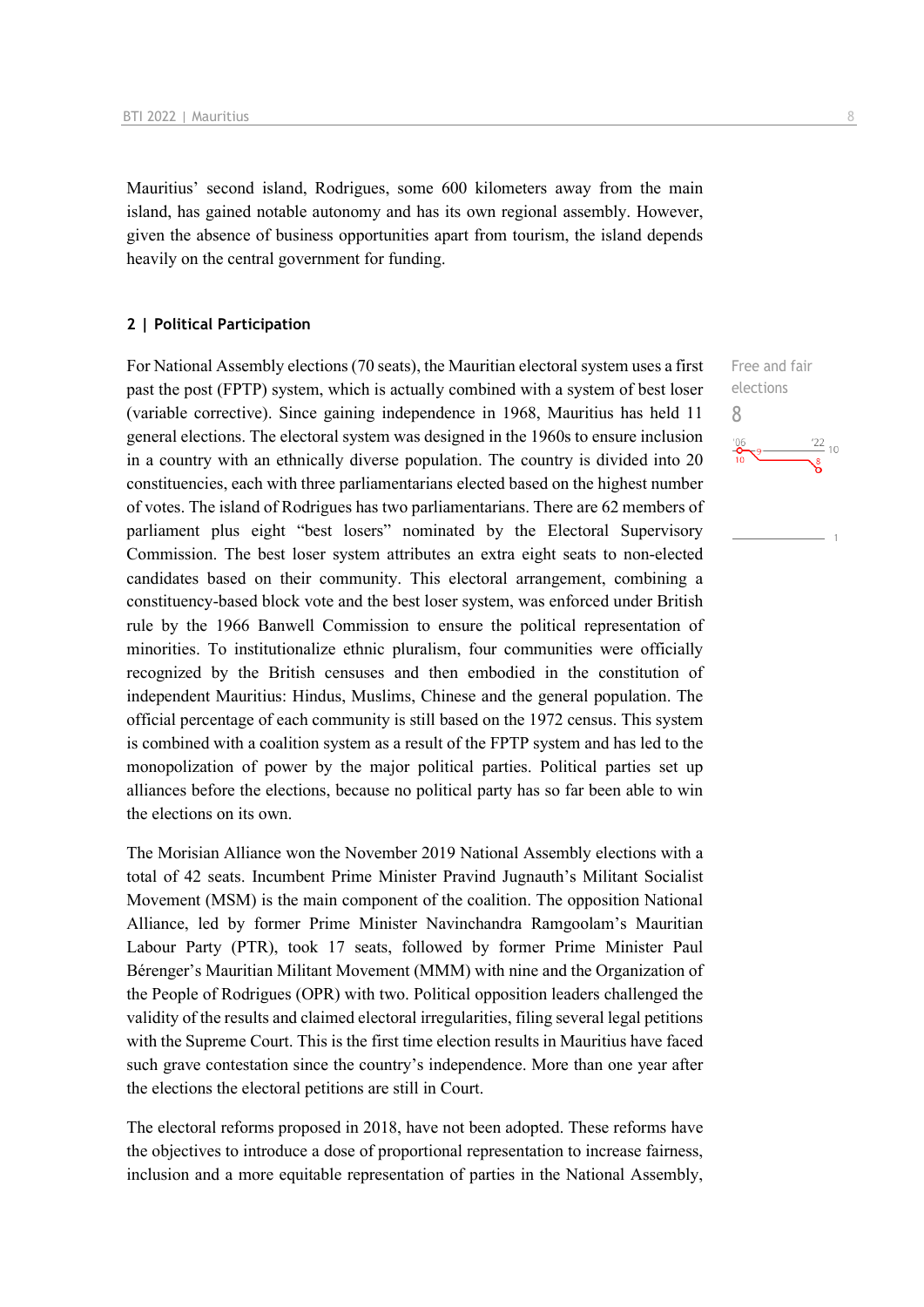Mauritius' second island, Rodrigues, some 600 kilometers away from the main island, has gained notable autonomy and has its own regional assembly. However, given the absence of business opportunities apart from tourism, the island depends heavily on the central government for funding.

## 2 | Political Participation

Free and fair elections

8

For National Assembly elections (70 seats), the Mauritian electoral system uses a first past the post (FPTP) system, which is actually combined with a system of best loser (variable corrective). Since gaining independence in 1968, Mauritius has held 11 general elections. The electoral system was designed in the 1960s to ensure inclusion in a country with an ethnically diverse population. The country is divided into 20 constituencies, each with three parliamentarians elected based on the highest number of votes. The island of Rodrigues has two parliamentarians. There are 62 members of parliament plus eight "best losers" nominated by the Electoral Supervisory Commission. The best loser system attributes an extra eight seats to non-elected candidates based on their community. This electoral arrangement, combining a constituency-based block vote and the best loser system, was enforced under British rule by the 1966 Banwell Commission to ensure the political representation of minorities. To institutionalize ethnic pluralism, four communities were officially recognized by the British censuses and then embodied in the constitution of independent Mauritius: Hindus, Muslims, Chinese and the general population. The official percentage of each community is still based on the 1972 census. This system is combined with a coalition system as a result of the FPTP system and has led to the monopolization of power by the major political parties. Political parties set up alliances before the elections, because no political party has so far been able to win the elections on its own.

The Morisian Alliance won the November 2019 National Assembly elections with a total of 42 seats. Incumbent Prime Minister Pravind Jugnauth's Militant Socialist Movement (MSM) is the main component of the coalition. The opposition National Alliance, led by former Prime Minister Navinchandra Ramgoolam's Mauritian Labour Party (PTR), took 17 seats, followed by former Prime Minister Paul Bérenger's Mauritian Militant Movement (MMM) with nine and the Organization of the People of Rodrigues (OPR) with two. Political opposition leaders challenged the validity of the results and claimed electoral irregularities, filing several legal petitions with the Supreme Court. This is the first time election results in Mauritius have faced such grave contestation since the country's independence. More than one year after the elections the electoral petitions are still in Court.

The electoral reforms proposed in 2018, have not been adopted. These reforms have the objectives to introduce a dose of proportional representation to increase fairness, inclusion and a more equitable representation of parties in the National Assembly,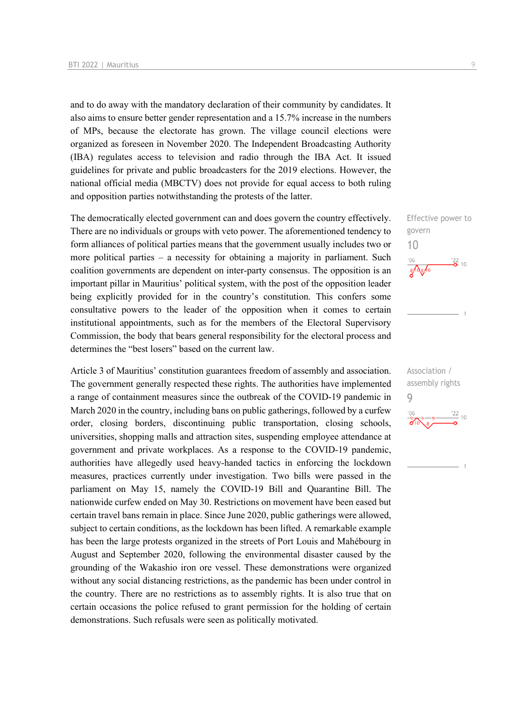and to do away with the mandatory declaration of their community by candidates. It also aims to ensure better gender representation and a 15.7% increase in the numbers of MPs, because the electorate has grown. The village council elections were organized as foreseen in November 2020. The Independent Broadcasting Authority (IBA) regulates access to television and radio through the IBA Act. It issued guidelines for private and public broadcasters for the 2019 elections. However, the national official media (MBCTV) does not provide for equal access to both ruling and opposition parties notwithstanding the protests of the latter.

Effective power to govern
10

The democratically elected government can and does govern the country effectively. There are no individuals or groups with veto power. The aforementioned tendency to form alliances of political parties means that the government usually includes two or more political parties – a necessity for obtaining a majority in parliament. Such coalition governments are dependent on inter-party consensus. The opposition is an important pillar in Mauritius' political system, with the post of the opposition leader being explicitly provided for in the country's constitution. This confers some consultative powers to the leader of the opposition when it comes to certain institutional appointments, such as for the members of the Electoral Supervisory Commission, the body that bears general responsibility for the electoral process and determines the "best losers" based on the current law.

Association / assembly rights
9

Article 3 of Mauritius' constitution guarantees freedom of assembly and association. The government generally respected these rights. The authorities have implemented a range of containment measures since the outbreak of the COVID-19 pandemic in March 2020 in the country, including bans on public gatherings, followed by a curfew order, closing borders, discontinuing public transportation, closing schools, universities, shopping malls and attraction sites, suspending employee attendance at government and private workplaces. As a response to the COVID-19 pandemic, authorities have allegedly used heavy-handed tactics in enforcing the lockdown measures, practices currently under investigation. Two bills were passed in the parliament on May 15, namely the COVID-19 Bill and Quarantine Bill. The nationwide curfew ended on May 30. Restrictions on movement have been eased but certain travel bans remain in place. Since June 2020, public gatherings were allowed, subject to certain conditions, as the lockdown has been lifted. A remarkable example has been the large protests organized in the streets of Port Louis and Mahébourg in August and September 2020, following the environmental disaster caused by the grounding of the Wakashio iron ore vessel. These demonstrations were organized without any social distancing restrictions, as the pandemic has been under control in the country. There are no restrictions as to assembly rights. It is also true that on certain occasions the police refused to grant permission for the holding of certain demonstrations. Such refusals were seen as politically motivated.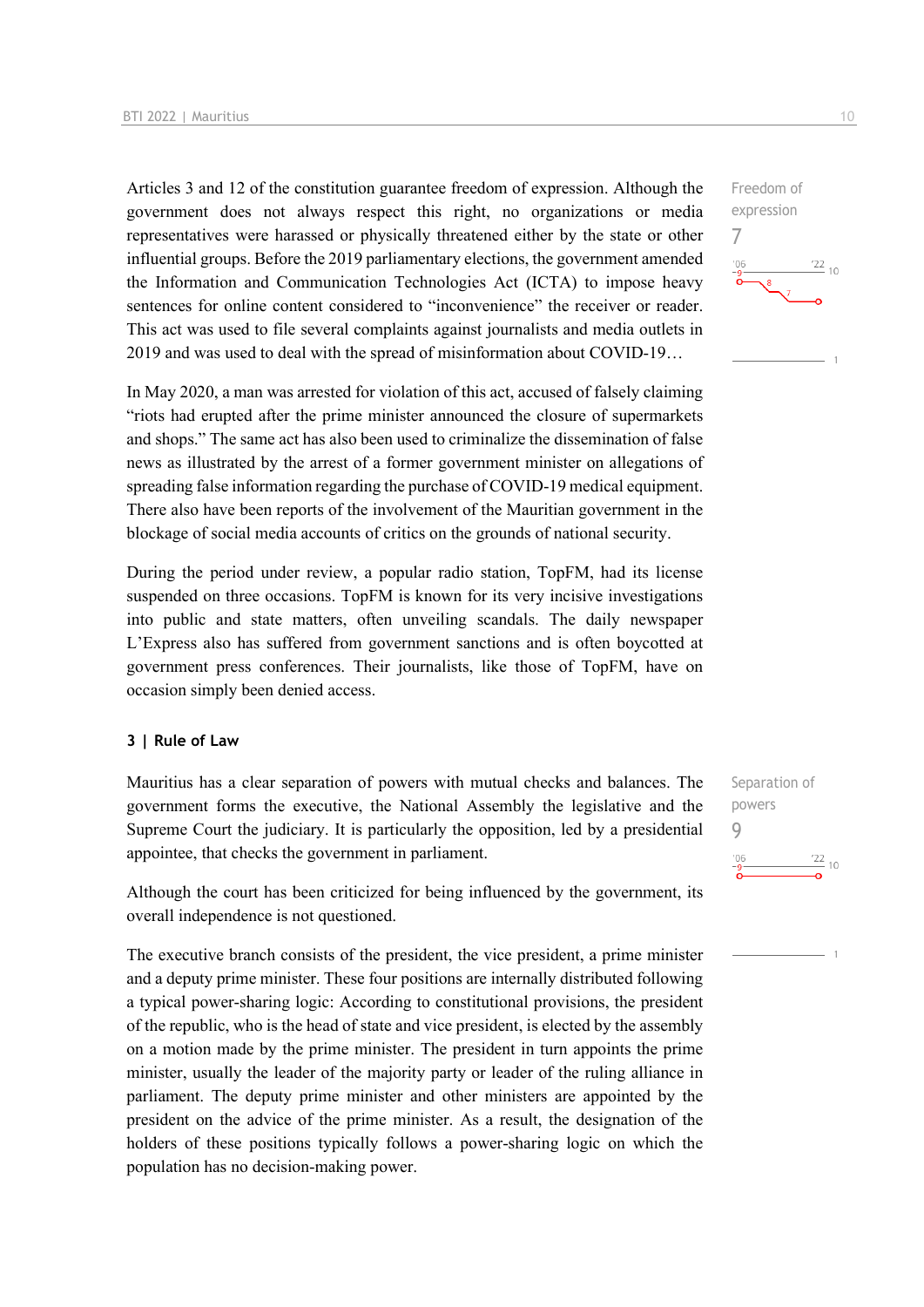Articles 3 and 12 of the constitution guarantee freedom of expression. Although the government does not always respect this right, no organizations or media representatives were harassed or physically threatened either by the state or other influential groups. Before the 2019 parliamentary elections, the government amended the Information and Communication Technologies Act (ICTA) to impose heavy sentences for online content considered to "inconvenience" the receiver or reader. This act was used to file several complaints against journalists and media outlets in 2019 and was used to deal with the spread of misinformation about COVID-19…

Freedom of expression
7

In May 2020, a man was arrested for violation of this act, accused of falsely claiming "riots had erupted after the prime minister announced the closure of supermarkets and shops." The same act has also been used to criminalize the dissemination of false news as illustrated by the arrest of a former government minister on allegations of spreading false information regarding the purchase of COVID-19 medical equipment. There also have been reports of the involvement of the Mauritian government in the blockage of social media accounts of critics on the grounds of national security.

During the period under review, a popular radio station, TopFM, had its license suspended on three occasions. TopFM is known for its very incisive investigations into public and state matters, often unveiling scandals. The daily newspaper L'Express also has suffered from government sanctions and is often boycotted at government press conferences. Their journalists, like those of TopFM, have on occasion simply been denied access.

### 3 | Rule of Law

Mauritius has a clear separation of powers with mutual checks and balances. The government forms the executive, the National Assembly the legislative and the Supreme Court the judiciary. It is particularly the opposition, led by a presidential appointee, that checks the government in parliament.

Separation of powers
9

Although the court has been criticized for being influenced by the government, its overall independence is not questioned.

The executive branch consists of the president, the vice president, a prime minister and a deputy prime minister. These four positions are internally distributed following a typical power-sharing logic: According to constitutional provisions, the president of the republic, who is the head of state and vice president, is elected by the assembly on a motion made by the prime minister. The president in turn appoints the prime minister, usually the leader of the majority party or leader of the ruling alliance in parliament. The deputy prime minister and other ministers are appointed by the president on the advice of the prime minister. As a result, the designation of the holders of these positions typically follows a power-sharing logic on which the population has no decision-making power.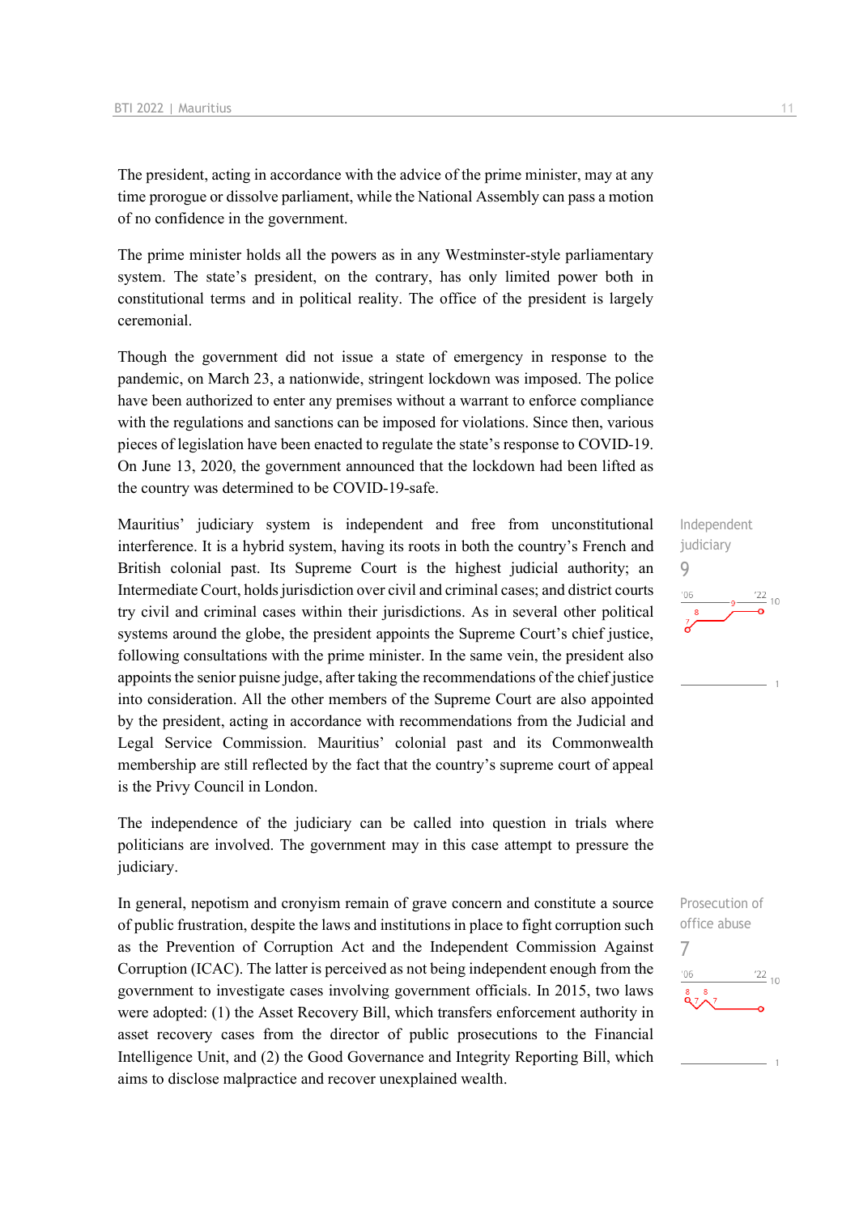The president, acting in accordance with the advice of the prime minister, may at any time prorogue or dissolve parliament, while the National Assembly can pass a motion of no confidence in the government.

The prime minister holds all the powers as in any Westminster-style parliamentary system. The state's president, on the contrary, has only limited power both in constitutional terms and in political reality. The office of the president is largely ceremonial.

Though the government did not issue a state of emergency in response to the pandemic, on March 23, a nationwide, stringent lockdown was imposed. The police have been authorized to enter any premises without a warrant to enforce compliance with the regulations and sanctions can be imposed for violations. Since then, various pieces of legislation have been enacted to regulate the state's response to COVID-19. On June 13, 2020, the government announced that the lockdown had been lifted as the country was determined to be COVID-19-safe.

Independent judiciary
9

Mauritius' judiciary system is independent and free from unconstitutional interference. It is a hybrid system, having its roots in both the country's French and British colonial past. Its Supreme Court is the highest judicial authority; an Intermediate Court, holds jurisdiction over civil and criminal cases; and district courts try civil and criminal cases within their jurisdictions. As in several other political systems around the globe, the president appoints the Supreme Court's chief justice, following consultations with the prime minister. In the same vein, the president also appoints the senior puisne judge, after taking the recommendations of the chief justice into consideration. All the other members of the Supreme Court are also appointed by the president, acting in accordance with recommendations from the Judicial and Legal Service Commission. Mauritius' colonial past and its Commonwealth membership are still reflected by the fact that the country's supreme court of appeal is the Privy Council in London.

The independence of the judiciary can be called into question in trials where politicians are involved. The government may in this case attempt to pressure the judiciary.

Prosecution of office abuse
7

In general, nepotism and cronyism remain of grave concern and constitute a source of public frustration, despite the laws and institutions in place to fight corruption such as the Prevention of Corruption Act and the Independent Commission Against Corruption (ICAC). The latter is perceived as not being independent enough from the government to investigate cases involving government officials. In 2015, two laws were adopted: (1) the Asset Recovery Bill, which transfers enforcement authority in asset recovery cases from the director of public prosecutions to the Financial Intelligence Unit, and (2) the Good Governance and Integrity Reporting Bill, which aims to disclose malpractice and recover unexplained wealth.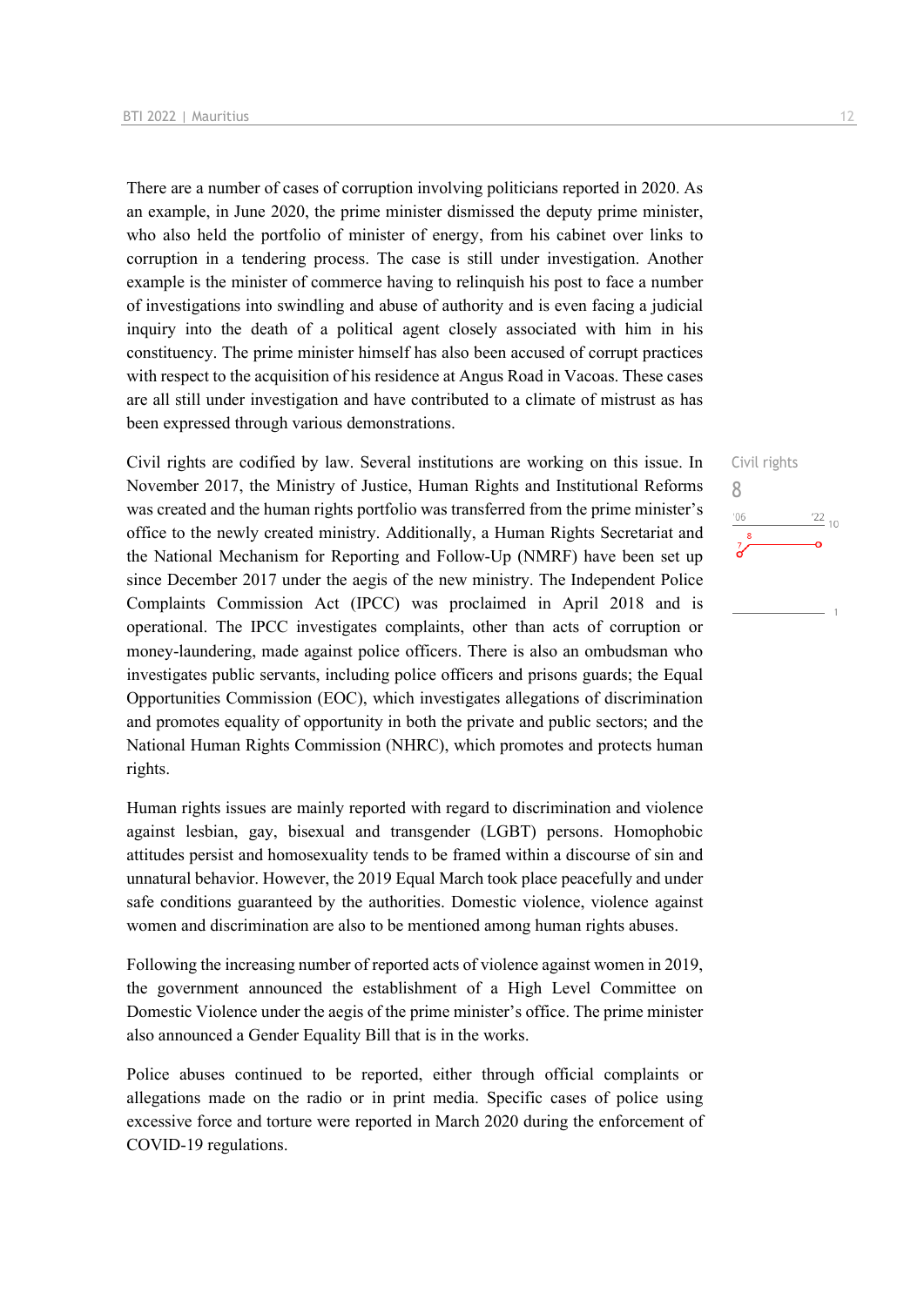There are a number of cases of corruption involving politicians reported in 2020. As an example, in June 2020, the prime minister dismissed the deputy prime minister, who also held the portfolio of minister of energy, from his cabinet over links to corruption in a tendering process. The case is still under investigation. Another example is the minister of commerce having to relinquish his post to face a number of investigations into swindling and abuse of authority and is even facing a judicial inquiry into the death of a political agent closely associated with him in his constituency. The prime minister himself has also been accused of corrupt practices with respect to the acquisition of his residence at Angus Road in Vacoas. These cases are all still under investigation and have contributed to a climate of mistrust as has been expressed through various demonstrations.

Civil rights
8

Civil rights are codified by law. Several institutions are working on this issue. In November 2017, the Ministry of Justice, Human Rights and Institutional Reforms was created and the human rights portfolio was transferred from the prime minister's office to the newly created ministry. Additionally, a Human Rights Secretariat and the National Mechanism for Reporting and Follow-Up (NMRF) have been set up since December 2017 under the aegis of the new ministry. The Independent Police Complaints Commission Act (IPCC) was proclaimed in April 2018 and is operational. The IPCC investigates complaints, other than acts of corruption or money-laundering, made against police officers. There is also an ombudsman who investigates public servants, including police officers and prisons guards; the Equal Opportunities Commission (EOC), which investigates allegations of discrimination and promotes equality of opportunity in both the private and public sectors; and the National Human Rights Commission (NHRC), which promotes and protects human rights.

Human rights issues are mainly reported with regard to discrimination and violence against lesbian, gay, bisexual and transgender (LGBT) persons. Homophobic attitudes persist and homosexuality tends to be framed within a discourse of sin and unnatural behavior. However, the 2019 Equal March took place peacefully and under safe conditions guaranteed by the authorities. Domestic violence, violence against women and discrimination are also to be mentioned among human rights abuses.

Following the increasing number of reported acts of violence against women in 2019, the government announced the establishment of a High Level Committee on Domestic Violence under the aegis of the prime minister's office. The prime minister also announced a Gender Equality Bill that is in the works.

Police abuses continued to be reported, either through official complaints or allegations made on the radio or in print media. Specific cases of police using excessive force and torture were reported in March 2020 during the enforcement of COVID-19 regulations.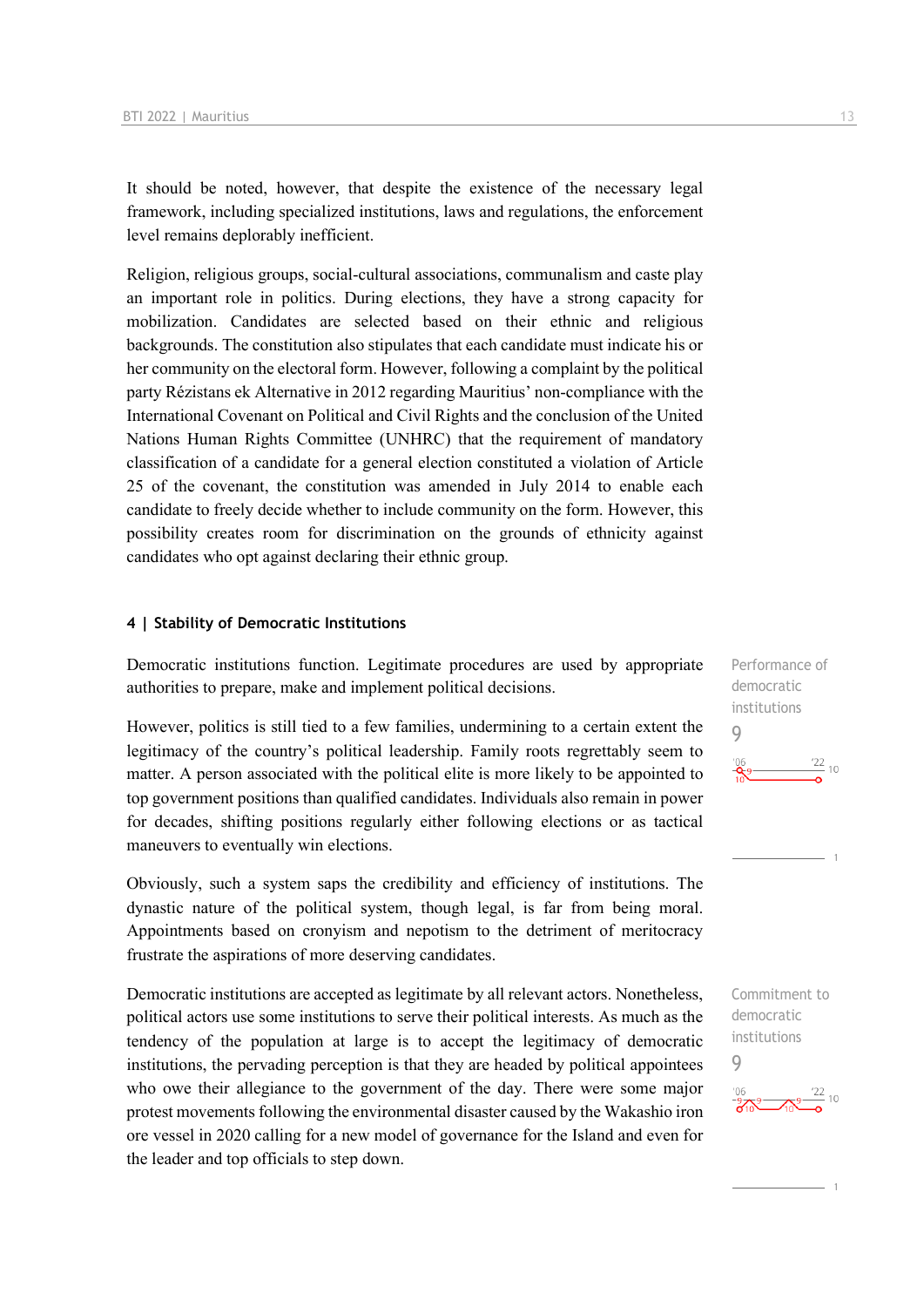It should be noted, however, that despite the existence of the necessary legal framework, including specialized institutions, laws and regulations, the enforcement level remains deplorably inefficient.

Religion, religious groups, social-cultural associations, communalism and caste play an important role in politics. During elections, they have a strong capacity for mobilization. Candidates are selected based on their ethnic and religious backgrounds. The constitution also stipulates that each candidate must indicate his or her community on the electoral form. However, following a complaint by the political party Rézistans ek Alternative in 2012 regarding Mauritius' non-compliance with the International Covenant on Political and Civil Rights and the conclusion of the United Nations Human Rights Committee (UNHRC) that the requirement of mandatory classification of a candidate for a general election constituted a violation of Article 25 of the covenant, the constitution was amended in July 2014 to enable each candidate to freely decide whether to include community on the form. However, this possibility creates room for discrimination on the grounds of ethnicity against candidates who opt against declaring their ethnic group.

#### 4 | Stability of Democratic Institutions

Performance of democratic institutions
9

Democratic institutions function. Legitimate procedures are used by appropriate authorities to prepare, make and implement political decisions.

However, politics is still tied to a few families, undermining to a certain extent the legitimacy of the country's political leadership. Family roots regrettably seem to matter. A person associated with the political elite is more likely to be appointed to top government positions than qualified candidates. Individuals also remain in power for decades, shifting positions regularly either following elections or as tactical maneuvers to eventually win elections.

Obviously, such a system saps the credibility and efficiency of institutions. The dynastic nature of the political system, though legal, is far from being moral. Appointments based on cronyism and nepotism to the detriment of meritocracy frustrate the aspirations of more deserving candidates.

Commitment to democratic institutions
9

Democratic institutions are accepted as legitimate by all relevant actors. Nonetheless, political actors use some institutions to serve their political interests. As much as the tendency of the population at large is to accept the legitimacy of democratic institutions, the pervading perception is that they are headed by political appointees who owe their allegiance to the government of the day. There were some major protest movements following the environmental disaster caused by the Wakashio iron ore vessel in 2020 calling for a new model of governance for the Island and even for the leader and top officials to step down.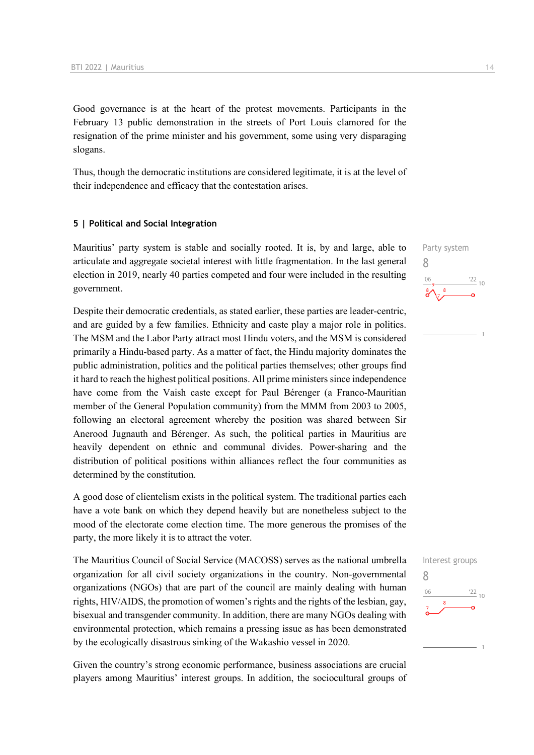Good governance is at the heart of the protest movements. Participants in the February 13 public demonstration in the streets of Port Louis clamored for the resignation of the prime minister and his government, some using very disparaging slogans.

Thus, though the democratic institutions are considered legitimate, it is at the level of their independence and efficacy that the contestation arises.

## 5 | Political and Social Integration

Party system
8

Mauritius' party system is stable and socially rooted. It is, by and large, able to articulate and aggregate societal interest with little fragmentation. In the last general election in 2019, nearly 40 parties competed and four were included in the resulting government.

Despite their democratic credentials, as stated earlier, these parties are leader-centric, and are guided by a few families. Ethnicity and caste play a major role in politics. The MSM and the Labor Party attract most Hindu voters, and the MSM is considered primarily a Hindu-based party. As a matter of fact, the Hindu majority dominates the public administration, politics and the political parties themselves; other groups find it hard to reach the highest political positions. All prime ministers since independence have come from the Vaish caste except for Paul Bérenger (a Franco-Mauritian member of the General Population community) from the MMM from 2003 to 2005, following an electoral agreement whereby the position was shared between Sir Anerood Jugnauth and Bérenger. As such, the political parties in Mauritius are heavily dependent on ethnic and communal divides. Power-sharing and the distribution of political positions within alliances reflect the four communities as determined by the constitution.

A good dose of clientelism exists in the political system. The traditional parties each have a vote bank on which they depend heavily but are nonetheless subject to the mood of the electorate come election time. The more generous the promises of the party, the more likely it is to attract the voter.

Interest groups
8

The Mauritius Council of Social Service (MACOSS) serves as the national umbrella organization for all civil society organizations in the country. Non-governmental organizations (NGOs) that are part of the council are mainly dealing with human rights, HIV/AIDS, the promotion of women's rights and the rights of the lesbian, gay, bisexual and transgender community. In addition, there are many NGOs dealing with environmental protection, which remains a pressing issue as has been demonstrated by the ecologically disastrous sinking of the Wakashio vessel in 2020.

Given the country's strong economic performance, business associations are crucial players among Mauritius' interest groups. In addition, the sociocultural groups of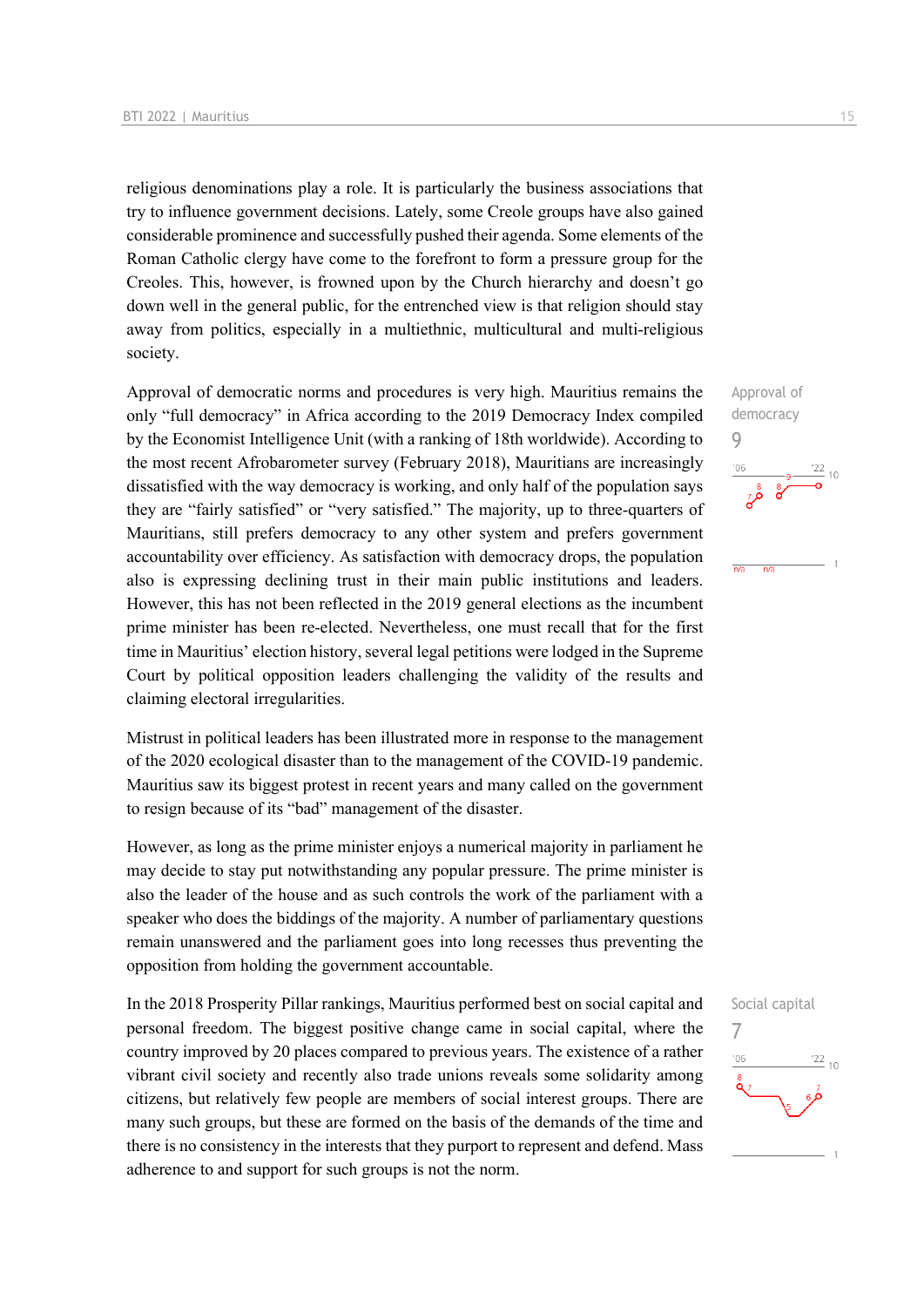religious denominations play a role. It is particularly the business associations that try to influence government decisions. Lately, some Creole groups have also gained considerable prominence and successfully pushed their agenda. Some elements of the Roman Catholic clergy have come to the forefront to form a pressure group for the Creoles. This, however, is frowned upon by the Church hierarchy and doesn't go down well in the general public, for the entrenched view is that religion should stay away from politics, especially in a multiethnic, multicultural and multi-religious society.

Approval of democracy
9

Approval of democratic norms and procedures is very high. Mauritius remains the only "full democracy" in Africa according to the 2019 Democracy Index compiled by the Economist Intelligence Unit (with a ranking of 18th worldwide). According to the most recent Afrobarometer survey (February 2018), Mauritians are increasingly dissatisfied with the way democracy is working, and only half of the population says they are "fairly satisfied" or "very satisfied." The majority, up to three-quarters of Mauritians, still prefers democracy to any other system and prefers government accountability over efficiency. As satisfaction with democracy drops, the population also is expressing declining trust in their main public institutions and leaders. However, this has not been reflected in the 2019 general elections as the incumbent prime minister has been re-elected. Nevertheless, one must recall that for the first time in Mauritius' election history, several legal petitions were lodged in the Supreme Court by political opposition leaders challenging the validity of the results and claiming electoral irregularities.

Mistrust in political leaders has been illustrated more in response to the management of the 2020 ecological disaster than to the management of the COVID-19 pandemic. Mauritius saw its biggest protest in recent years and many called on the government to resign because of its "bad" management of the disaster.

However, as long as the prime minister enjoys a numerical majority in parliament he may decide to stay put notwithstanding any popular pressure. The prime minister is also the leader of the house and as such controls the work of the parliament with a speaker who does the biddings of the majority. A number of parliamentary questions remain unanswered and the parliament goes into long recesses thus preventing the opposition from holding the government accountable.

Social capital
7

In the 2018 Prosperity Pillar rankings, Mauritius performed best on social capital and personal freedom. The biggest positive change came in social capital, where the country improved by 20 places compared to previous years. The existence of a rather vibrant civil society and recently also trade unions reveals some solidarity among citizens, but relatively few people are members of social interest groups. There are many such groups, but these are formed on the basis of the demands of the time and there is no consistency in the interests that they purport to represent and defend. Mass adherence to and support for such groups is not the norm.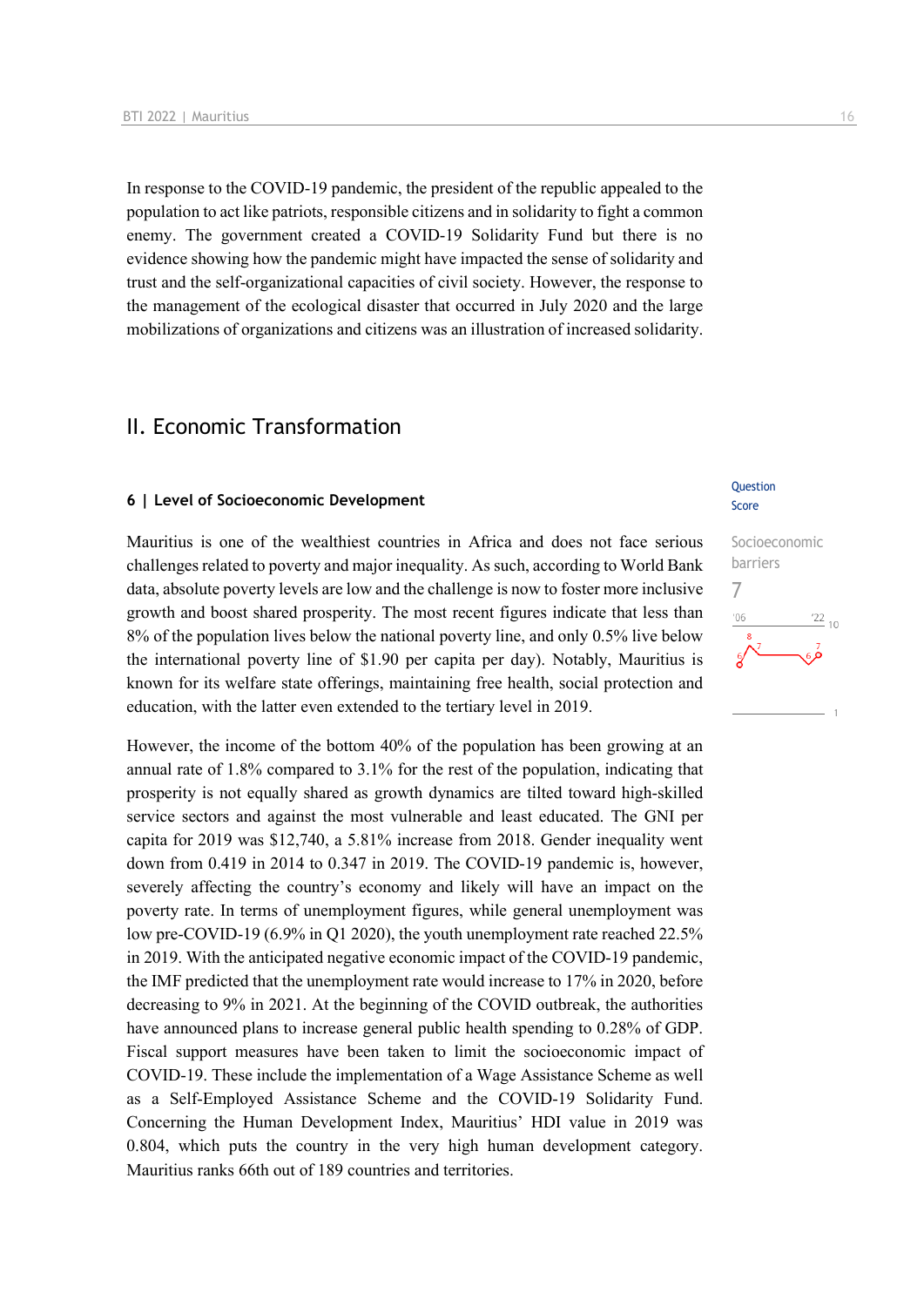In response to the COVID-19 pandemic, the president of the republic appealed to the population to act like patriots, responsible citizens and in solidarity to fight a common enemy. The government created a COVID-19 Solidarity Fund but there is no evidence showing how the pandemic might have impacted the sense of solidarity and trust and the self-organizational capacities of civil society. However, the response to the management of the ecological disaster that occurred in July 2020 and the large mobilizations of organizations and citizens was an illustration of increased solidarity.

## II. Economic Transformation

### 6 | Level of Socioeconomic Development

Question Score

Socioeconomic barriers
7

Mauritius is one of the wealthiest countries in Africa and does not face serious challenges related to poverty and major inequality. As such, according to World Bank data, absolute poverty levels are low and the challenge is now to foster more inclusive growth and boost shared prosperity. The most recent figures indicate that less than 8% of the population lives below the national poverty line, and only 0.5% live below the international poverty line of $1.90 per capita per day). Notably, Mauritius is known for its welfare state offerings, maintaining free health, social protection and education, with the latter even extended to the tertiary level in 2019.

However, the income of the bottom 40% of the population has been growing at an annual rate of 1.8% compared to 3.1% for the rest of the population, indicating that prosperity is not equally shared as growth dynamics are tilted toward high-skilled service sectors and against the most vulnerable and least educated. The GNI per capita for 2019 was $12,740, a 5.81% increase from 2018. Gender inequality went down from 0.419 in 2014 to 0.347 in 2019. The COVID-19 pandemic is, however, severely affecting the country's economy and likely will have an impact on the poverty rate. In terms of unemployment figures, while general unemployment was low pre-COVID-19 (6.9% in Q1 2020), the youth unemployment rate reached 22.5% in 2019. With the anticipated negative economic impact of the COVID-19 pandemic, the IMF predicted that the unemployment rate would increase to 17% in 2020, before decreasing to 9% in 2021. At the beginning of the COVID outbreak, the authorities have announced plans to increase general public health spending to 0.28% of GDP. Fiscal support measures have been taken to limit the socioeconomic impact of COVID-19. These include the implementation of a Wage Assistance Scheme as well as a Self-Employed Assistance Scheme and the COVID-19 Solidarity Fund. Concerning the Human Development Index, Mauritius' HDI value in 2019 was 0.804, which puts the country in the very high human development category. Mauritius ranks 66th out of 189 countries and territories.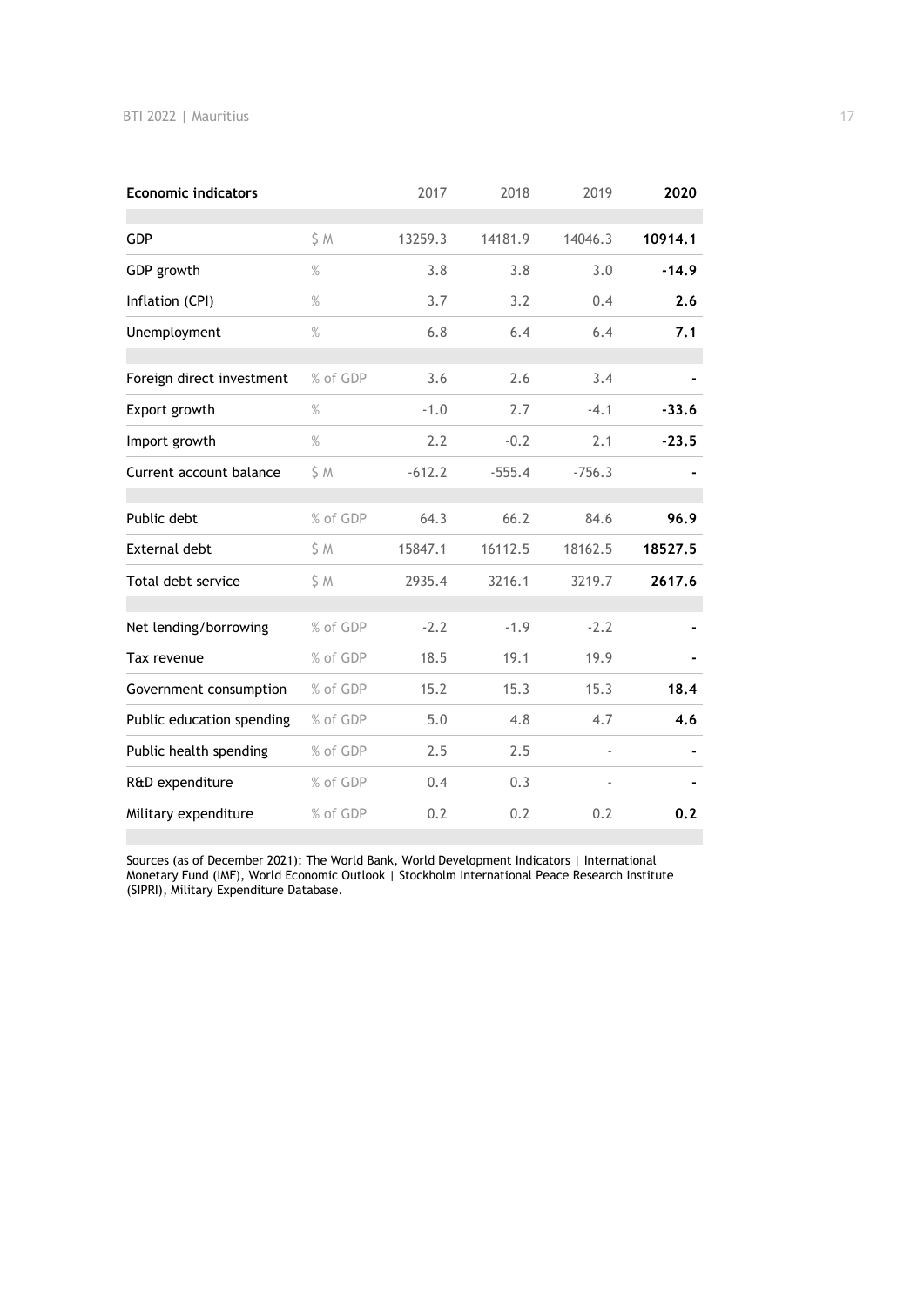| Economic indicators | | 2017 | 2018 | 2019 | 2020 |
|---|---|---|---|---|---|
| GDP | $ M | 13259.3 | 14181.9 | 14046.3 | **10914.1** |
| GDP growth | % | 3.8 | 3.8 | 3.0 | **-14.9** |
| Inflation (CPI) | % | 3.7 | 3.2 | 0.4 | **2.6** |
| Unemployment | % | 6.8 | 6.4 | 6.4 | **7.1** |
| Foreign direct investment | % of GDP | 3.6 | 2.6 | 3.4 | **-** |
| Export growth | % | -1.0 | 2.7 | -4.1 | **-33.6** |
| Import growth | % | 2.2 | -0.2 | 2.1 | **-23.5** |
| Current account balance | $ M | -612.2 | -555.4 | -756.3 | **-** |
| Public debt | % of GDP | 64.3 | 66.2 | 84.6 | **96.9** |
| External debt | $ M | 15847.1 | 16112.5 | 18162.5 | **18527.5** |
| Total debt service | $ M | 2935.4 | 3216.1 | 3219.7 | **2617.6** |
| Net lending/borrowing | % of GDP | -2.2 | -1.9 | -2.2 | **-** |
| Tax revenue | % of GDP | 18.5 | 19.1 | 19.9 | **-** |
| Government consumption | % of GDP | 15.2 | 15.3 | 15.3 | **18.4** |
| Public education spending | % of GDP | 5.0 | 4.8 | 4.7 | **4.6** |
| Public health spending | % of GDP | 2.5 | 2.5 | - | **-** |
| R&D expenditure | % of GDP | 0.4 | 0.3 | - | **-** |
| Military expenditure | % of GDP | 0.2 | 0.2 | 0.2 | **0.2** |

Sources (as of December 2021): The World Bank, World Development Indicators | International Monetary Fund (IMF), World Economic Outlook | Stockholm International Peace Research Institute (SIPRI), Military Expenditure Database.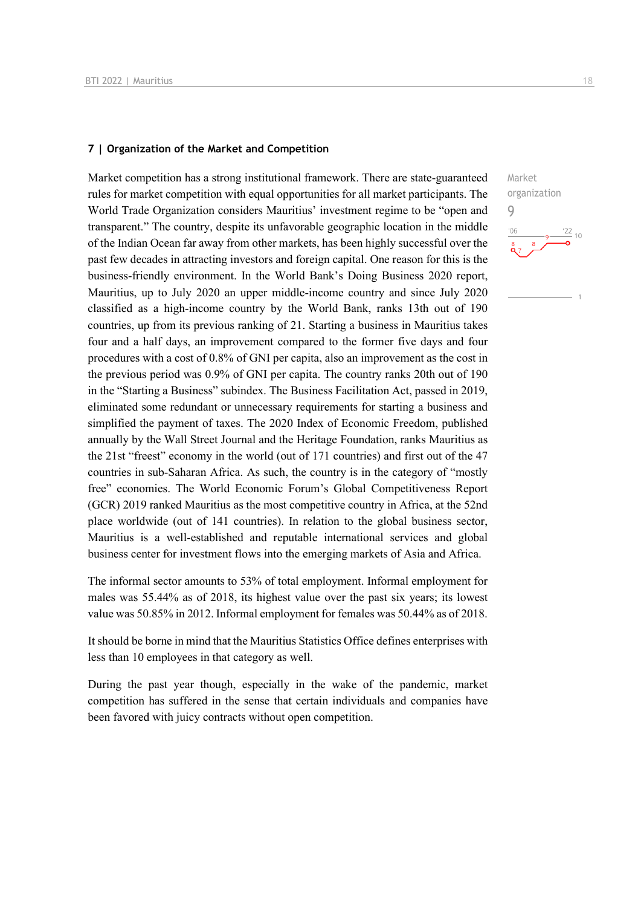## 7 | Organization of the Market and Competition

Market organization
9

Market competition has a strong institutional framework. There are state-guaranteed rules for market competition with equal opportunities for all market participants. The World Trade Organization considers Mauritius' investment regime to be "open and transparent." The country, despite its unfavorable geographic location in the middle of the Indian Ocean far away from other markets, has been highly successful over the past few decades in attracting investors and foreign capital. One reason for this is the business-friendly environment. In the World Bank's Doing Business 2020 report, Mauritius, up to July 2020 an upper middle-income country and since July 2020 classified as a high-income country by the World Bank, ranks 13th out of 190 countries, up from its previous ranking of 21. Starting a business in Mauritius takes four and a half days, an improvement compared to the former five days and four procedures with a cost of 0.8% of GNI per capita, also an improvement as the cost in the previous period was 0.9% of GNI per capita. The country ranks 20th out of 190 in the "Starting a Business" subindex. The Business Facilitation Act, passed in 2019, eliminated some redundant or unnecessary requirements for starting a business and simplified the payment of taxes. The 2020 Index of Economic Freedom, published annually by the Wall Street Journal and the Heritage Foundation, ranks Mauritius as the 21st "freest" economy in the world (out of 171 countries) and first out of the 47 countries in sub-Saharan Africa. As such, the country is in the category of "mostly free" economies. The World Economic Forum's Global Competitiveness Report (GCR) 2019 ranked Mauritius as the most competitive country in Africa, at the 52nd place worldwide (out of 141 countries). In relation to the global business sector, Mauritius is a well-established and reputable international services and global business center for investment flows into the emerging markets of Asia and Africa.

The informal sector amounts to 53% of total employment. Informal employment for males was 55.44% as of 2018, its highest value over the past six years; its lowest value was 50.85% in 2012. Informal employment for females was 50.44% as of 2018.

It should be borne in mind that the Mauritius Statistics Office defines enterprises with less than 10 employees in that category as well.

During the past year though, especially in the wake of the pandemic, market competition has suffered in the sense that certain individuals and companies have been favored with juicy contracts without open competition.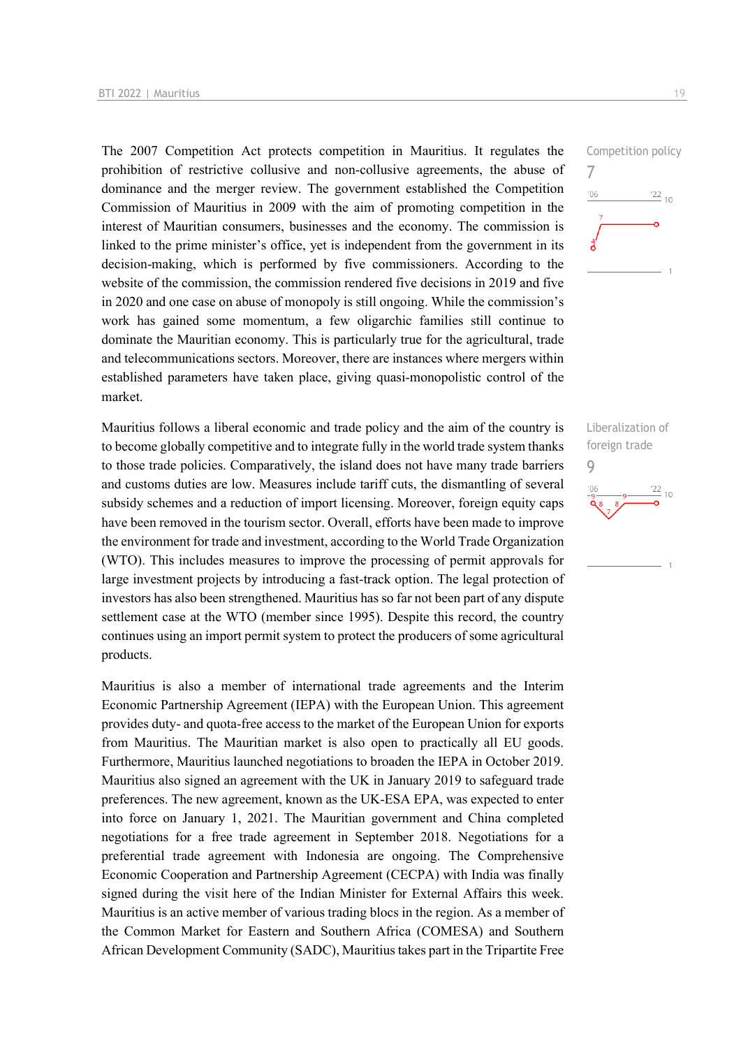The 2007 Competition Act protects competition in Mauritius. It regulates the prohibition of restrictive collusive and non-collusive agreements, the abuse of dominance and the merger review. The government established the Competition Commission of Mauritius in 2009 with the aim of promoting competition in the interest of Mauritian consumers, businesses and the economy. The commission is linked to the prime minister's office, yet is independent from the government in its decision-making, which is performed by five commissioners. According to the website of the commission, the commission rendered five decisions in 2019 and five in 2020 and one case on abuse of monopoly is still ongoing. While the commission's work has gained some momentum, a few oligarchic families still continue to dominate the Mauritian economy. This is particularly true for the agricultural, trade and telecommunications sectors. Moreover, there are instances where mergers within established parameters have taken place, giving quasi-monopolistic control of the market.

Competition policy
7

Mauritius follows a liberal economic and trade policy and the aim of the country is to become globally competitive and to integrate fully in the world trade system thanks to those trade policies. Comparatively, the island does not have many trade barriers and customs duties are low. Measures include tariff cuts, the dismantling of several subsidy schemes and a reduction of import licensing. Moreover, foreign equity caps have been removed in the tourism sector. Overall, efforts have been made to improve the environment for trade and investment, according to the World Trade Organization (WTO). This includes measures to improve the processing of permit approvals for large investment projects by introducing a fast-track option. The legal protection of investors has also been strengthened. Mauritius has so far not been part of any dispute settlement case at the WTO (member since 1995). Despite this record, the country continues using an import permit system to protect the producers of some agricultural products.

Liberalization of foreign trade
9

Mauritius is also a member of international trade agreements and the Interim Economic Partnership Agreement (IEPA) with the European Union. This agreement provides duty- and quota-free access to the market of the European Union for exports from Mauritius. The Mauritian market is also open to practically all EU goods. Furthermore, Mauritius launched negotiations to broaden the IEPA in October 2019. Mauritius also signed an agreement with the UK in January 2019 to safeguard trade preferences. The new agreement, known as the UK-ESA EPA, was expected to enter into force on January 1, 2021. The Mauritian government and China completed negotiations for a free trade agreement in September 2018. Negotiations for a preferential trade agreement with Indonesia are ongoing. The Comprehensive Economic Cooperation and Partnership Agreement (CECPA) with India was finally signed during the visit here of the Indian Minister for External Affairs this week. Mauritius is an active member of various trading blocs in the region. As a member of the Common Market for Eastern and Southern Africa (COMESA) and Southern African Development Community (SADC), Mauritius takes part in the Tripartite Free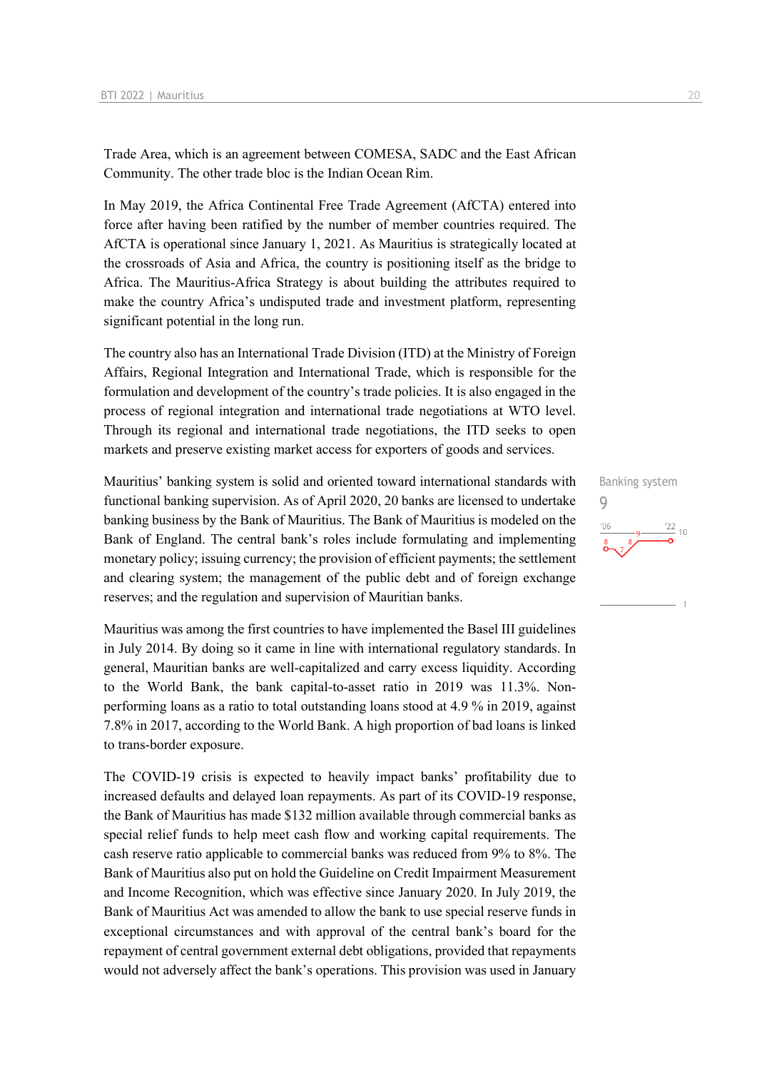Trade Area, which is an agreement between COMESA, SADC and the East African Community. The other trade bloc is the Indian Ocean Rim.

In May 2019, the Africa Continental Free Trade Agreement (AfCTA) entered into force after having been ratified by the number of member countries required. The AfCTA is operational since January 1, 2021. As Mauritius is strategically located at the crossroads of Asia and Africa, the country is positioning itself as the bridge to Africa. The Mauritius-Africa Strategy is about building the attributes required to make the country Africa's undisputed trade and investment platform, representing significant potential in the long run.

The country also has an International Trade Division (ITD) at the Ministry of Foreign Affairs, Regional Integration and International Trade, which is responsible for the formulation and development of the country's trade policies. It is also engaged in the process of regional integration and international trade negotiations at WTO level. Through its regional and international trade negotiations, the ITD seeks to open markets and preserve existing market access for exporters of goods and services.

Banking system
9

Mauritius' banking system is solid and oriented toward international standards with functional banking supervision. As of April 2020, 20 banks are licensed to undertake banking business by the Bank of Mauritius. The Bank of Mauritius is modeled on the Bank of England. The central bank's roles include formulating and implementing monetary policy; issuing currency; the provision of efficient payments; the settlement and clearing system; the management of the public debt and of foreign exchange reserves; and the regulation and supervision of Mauritian banks.

Mauritius was among the first countries to have implemented the Basel III guidelines in July 2014. By doing so it came in line with international regulatory standards. In general, Mauritian banks are well-capitalized and carry excess liquidity. According to the World Bank, the bank capital-to-asset ratio in 2019 was 11.3%. Non-performing loans as a ratio to total outstanding loans stood at 4.9 % in 2019, against 7.8% in 2017, according to the World Bank. A high proportion of bad loans is linked to trans-border exposure.

The COVID-19 crisis is expected to heavily impact banks' profitability due to increased defaults and delayed loan repayments. As part of its COVID-19 response, the Bank of Mauritius has made $132 million available through commercial banks as special relief funds to help meet cash flow and working capital requirements. The cash reserve ratio applicable to commercial banks was reduced from 9% to 8%. The Bank of Mauritius also put on hold the Guideline on Credit Impairment Measurement and Income Recognition, which was effective since January 2020. In July 2019, the Bank of Mauritius Act was amended to allow the bank to use special reserve funds in exceptional circumstances and with approval of the central bank's board for the repayment of central government external debt obligations, provided that repayments would not adversely affect the bank's operations. This provision was used in January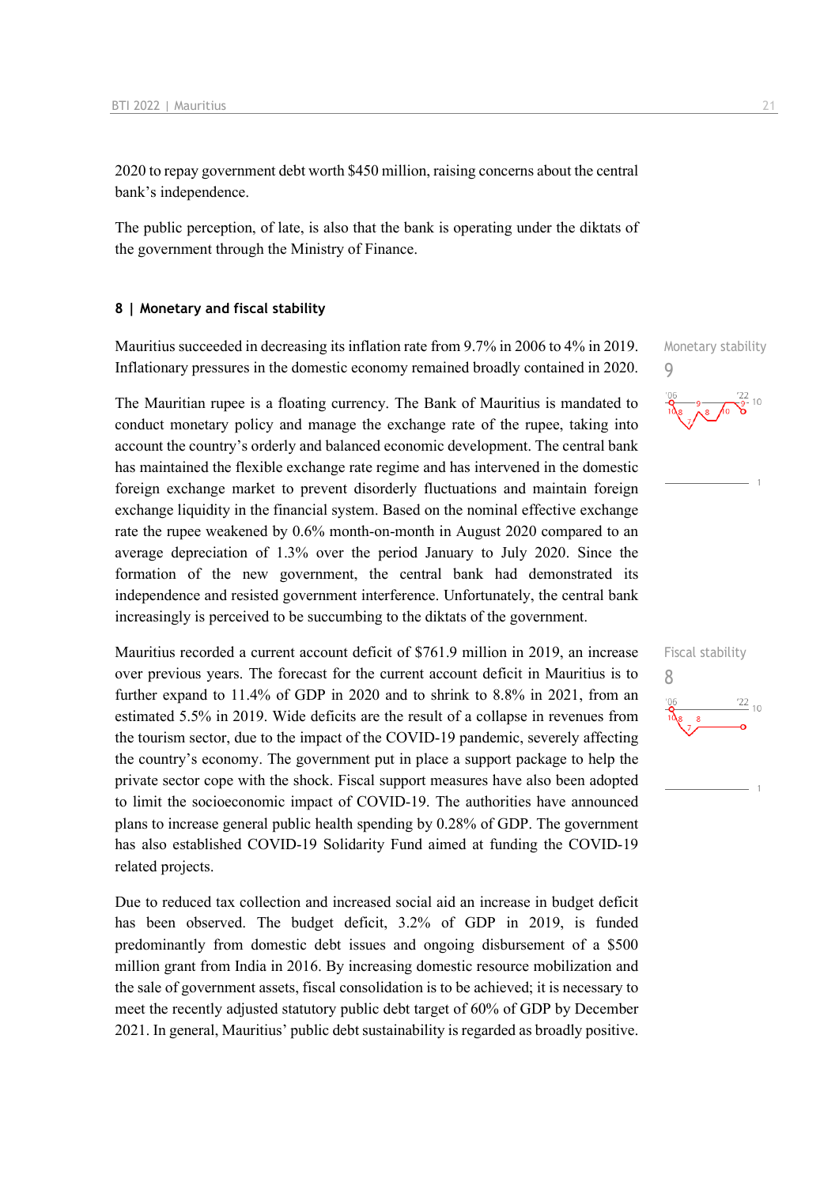2020 to repay government debt worth $450 million, raising concerns about the central bank's independence.

The public perception, of late, is also that the bank is operating under the diktats of the government through the Ministry of Finance.

## 8 | Monetary and fiscal stability

Monetary stability
9

Mauritius succeeded in decreasing its inflation rate from 9.7% in 2006 to 4% in 2019. Inflationary pressures in the domestic economy remained broadly contained in 2020.

The Mauritian rupee is a floating currency. The Bank of Mauritius is mandated to conduct monetary policy and manage the exchange rate of the rupee, taking into account the country's orderly and balanced economic development. The central bank has maintained the flexible exchange rate regime and has intervened in the domestic foreign exchange market to prevent disorderly fluctuations and maintain foreign exchange liquidity in the financial system. Based on the nominal effective exchange rate the rupee weakened by 0.6% month-on-month in August 2020 compared to an average depreciation of 1.3% over the period January to July 2020. Since the formation of the new government, the central bank had demonstrated its independence and resisted government interference. Unfortunately, the central bank increasingly is perceived to be succumbing to the diktats of the government.

Fiscal stability
8

Mauritius recorded a current account deficit of $761.9 million in 2019, an increase over previous years. The forecast for the current account deficit in Mauritius is to further expand to 11.4% of GDP in 2020 and to shrink to 8.8% in 2021, from an estimated 5.5% in 2019. Wide deficits are the result of a collapse in revenues from the tourism sector, due to the impact of the COVID-19 pandemic, severely affecting the country's economy. The government put in place a support package to help the private sector cope with the shock. Fiscal support measures have also been adopted to limit the socioeconomic impact of COVID-19. The authorities have announced plans to increase general public health spending by 0.28% of GDP. The government has also established COVID-19 Solidarity Fund aimed at funding the COVID-19 related projects.

Due to reduced tax collection and increased social aid an increase in budget deficit has been observed. The budget deficit, 3.2% of GDP in 2019, is funded predominantly from domestic debt issues and ongoing disbursement of a $500 million grant from India in 2016. By increasing domestic resource mobilization and the sale of government assets, fiscal consolidation is to be achieved; it is necessary to meet the recently adjusted statutory public debt target of 60% of GDP by December 2021. In general, Mauritius' public debt sustainability is regarded as broadly positive.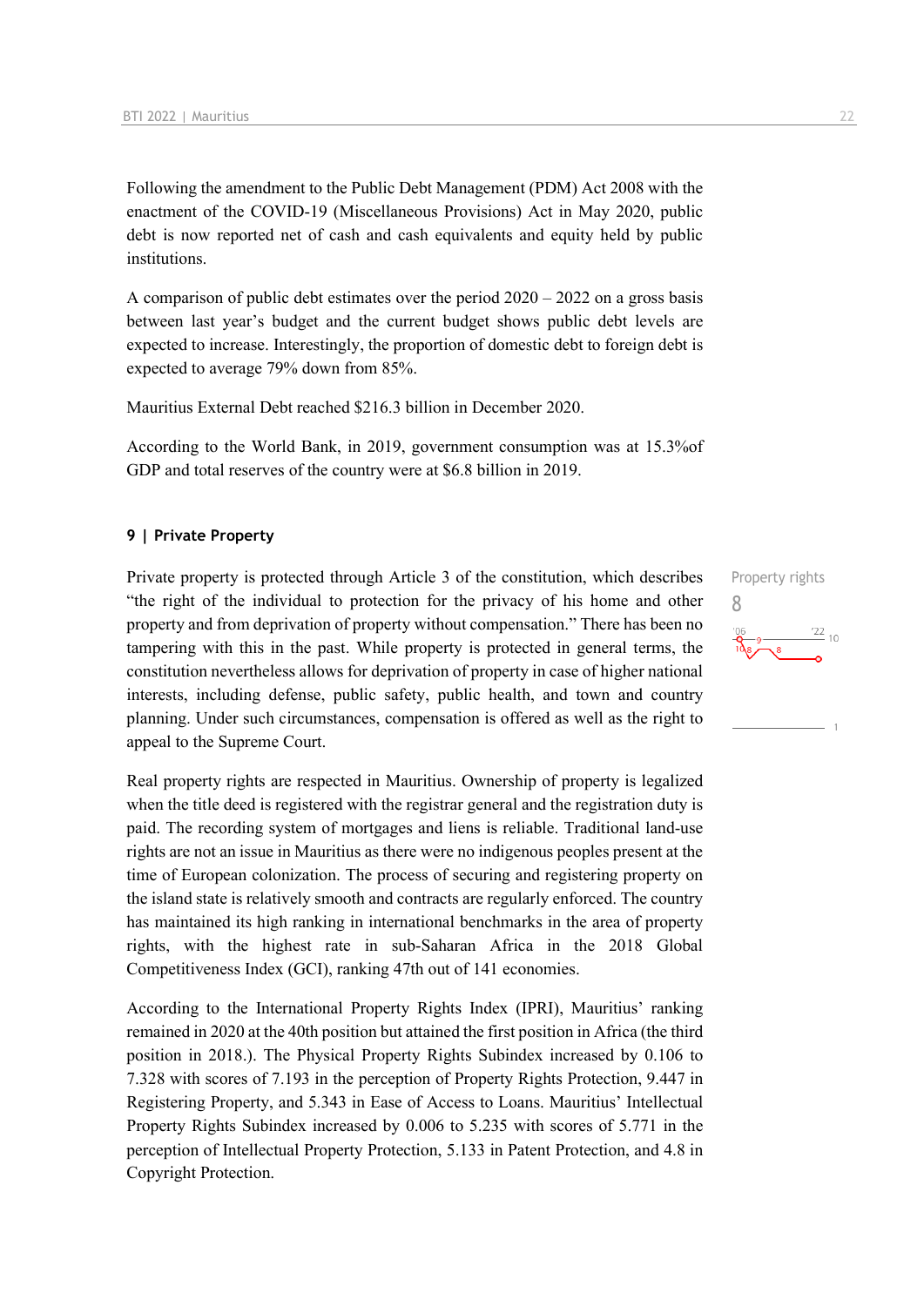Following the amendment to the Public Debt Management (PDM) Act 2008 with the enactment of the COVID-19 (Miscellaneous Provisions) Act in May 2020, public debt is now reported net of cash and cash equivalents and equity held by public institutions.

A comparison of public debt estimates over the period 2020 – 2022 on a gross basis between last year's budget and the current budget shows public debt levels are expected to increase. Interestingly, the proportion of domestic debt to foreign debt is expected to average 79% down from 85%.

Mauritius External Debt reached $216.3 billion in December 2020.

According to the World Bank, in 2019, government consumption was at 15.3%of GDP and total reserves of the country were at $6.8 billion in 2019.

## 9 | Private Property

Property rights
8

Private property is protected through Article 3 of the constitution, which describes "the right of the individual to protection for the privacy of his home and other property and from deprivation of property without compensation." There has been no tampering with this in the past. While property is protected in general terms, the constitution nevertheless allows for deprivation of property in case of higher national interests, including defense, public safety, public health, and town and country planning. Under such circumstances, compensation is offered as well as the right to appeal to the Supreme Court.

Real property rights are respected in Mauritius. Ownership of property is legalized when the title deed is registered with the registrar general and the registration duty is paid. The recording system of mortgages and liens is reliable. Traditional land-use rights are not an issue in Mauritius as there were no indigenous peoples present at the time of European colonization. The process of securing and registering property on the island state is relatively smooth and contracts are regularly enforced. The country has maintained its high ranking in international benchmarks in the area of property rights, with the highest rate in sub-Saharan Africa in the 2018 Global Competitiveness Index (GCI), ranking 47th out of 141 economies.

According to the International Property Rights Index (IPRI), Mauritius' ranking remained in 2020 at the 40th position but attained the first position in Africa (the third position in 2018.). The Physical Property Rights Subindex increased by 0.106 to 7.328 with scores of 7.193 in the perception of Property Rights Protection, 9.447 in Registering Property, and 5.343 in Ease of Access to Loans. Mauritius' Intellectual Property Rights Subindex increased by 0.006 to 5.235 with scores of 5.771 in the perception of Intellectual Property Protection, 5.133 in Patent Protection, and 4.8 in Copyright Protection.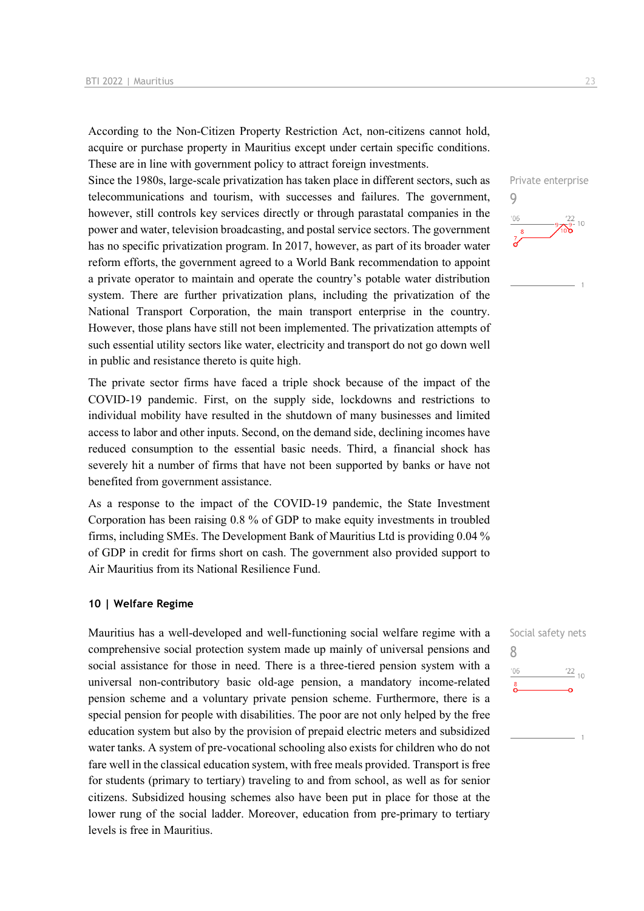According to the Non-Citizen Property Restriction Act, non-citizens cannot hold, acquire or purchase property in Mauritius except under certain specific conditions. These are in line with government policy to attract foreign investments.

Private enterprise

9

Since the 1980s, large-scale privatization has taken place in different sectors, such as telecommunications and tourism, with successes and failures. The government, however, still controls key services directly or through parastatal companies in the power and water, television broadcasting, and postal service sectors. The government has no specific privatization program. In 2017, however, as part of its broader water reform efforts, the government agreed to a World Bank recommendation to appoint a private operator to maintain and operate the country's potable water distribution system. There are further privatization plans, including the privatization of the National Transport Corporation, the main transport enterprise in the country. However, those plans have still not been implemented. The privatization attempts of such essential utility sectors like water, electricity and transport do not go down well in public and resistance thereto is quite high.

The private sector firms have faced a triple shock because of the impact of the COVID-19 pandemic. First, on the supply side, lockdowns and restrictions to individual mobility have resulted in the shutdown of many businesses and limited access to labor and other inputs. Second, on the demand side, declining incomes have reduced consumption to the essential basic needs. Third, a financial shock has severely hit a number of firms that have not been supported by banks or have not benefited from government assistance.

As a response to the impact of the COVID-19 pandemic, the State Investment Corporation has been raising 0.8 % of GDP to make equity investments in troubled firms, including SMEs. The Development Bank of Mauritius Ltd is providing 0.04 % of GDP in credit for firms short on cash. The government also provided support to Air Mauritius from its National Resilience Fund.

## 10 | Welfare Regime

Social safety nets

8

Mauritius has a well-developed and well-functioning social welfare regime with a comprehensive social protection system made up mainly of universal pensions and social assistance for those in need. There is a three-tiered pension system with a universal non-contributory basic old-age pension, a mandatory income-related pension scheme and a voluntary private pension scheme. Furthermore, there is a special pension for people with disabilities. The poor are not only helped by the free education system but also by the provision of prepaid electric meters and subsidized water tanks. A system of pre-vocational schooling also exists for children who do not fare well in the classical education system, with free meals provided. Transport is free for students (primary to tertiary) traveling to and from school, as well as for senior citizens. Subsidized housing schemes also have been put in place for those at the lower rung of the social ladder. Moreover, education from pre-primary to tertiary levels is free in Mauritius.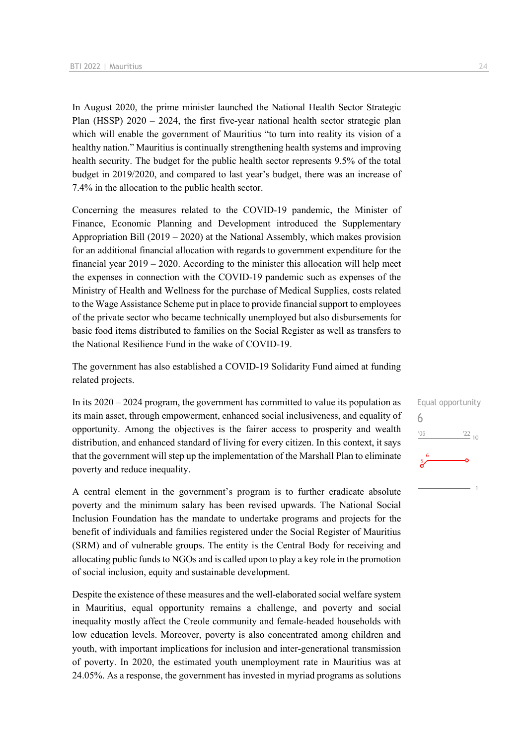In August 2020, the prime minister launched the National Health Sector Strategic Plan (HSSP) 2020 – 2024, the first five-year national health sector strategic plan which will enable the government of Mauritius "to turn into reality its vision of a healthy nation." Mauritius is continually strengthening health systems and improving health security. The budget for the public health sector represents 9.5% of the total budget in 2019/2020, and compared to last year's budget, there was an increase of 7.4% in the allocation to the public health sector.

Concerning the measures related to the COVID-19 pandemic, the Minister of Finance, Economic Planning and Development introduced the Supplementary Appropriation Bill (2019 – 2020) at the National Assembly, which makes provision for an additional financial allocation with regards to government expenditure for the financial year 2019 – 2020. According to the minister this allocation will help meet the expenses in connection with the COVID-19 pandemic such as expenses of the Ministry of Health and Wellness for the purchase of Medical Supplies, costs related to the Wage Assistance Scheme put in place to provide financial support to employees of the private sector who became technically unemployed but also disbursements for basic food items distributed to families on the Social Register as well as transfers to the National Resilience Fund in the wake of COVID-19.

The government has also established a COVID-19 Solidarity Fund aimed at funding related projects.

Equal opportunity
6

In its 2020 – 2024 program, the government has committed to value its population as its main asset, through empowerment, enhanced social inclusiveness, and equality of opportunity. Among the objectives is the fairer access to prosperity and wealth distribution, and enhanced standard of living for every citizen. In this context, it says that the government will step up the implementation of the Marshall Plan to eliminate poverty and reduce inequality.

A central element in the government's program is to further eradicate absolute poverty and the minimum salary has been revised upwards. The National Social Inclusion Foundation has the mandate to undertake programs and projects for the benefit of individuals and families registered under the Social Register of Mauritius (SRM) and of vulnerable groups. The entity is the Central Body for receiving and allocating public funds to NGOs and is called upon to play a key role in the promotion of social inclusion, equity and sustainable development.

Despite the existence of these measures and the well-elaborated social welfare system in Mauritius, equal opportunity remains a challenge, and poverty and social inequality mostly affect the Creole community and female-headed households with low education levels. Moreover, poverty is also concentrated among children and youth, with important implications for inclusion and inter-generational transmission of poverty. In 2020, the estimated youth unemployment rate in Mauritius was at 24.05%. As a response, the government has invested in myriad programs as solutions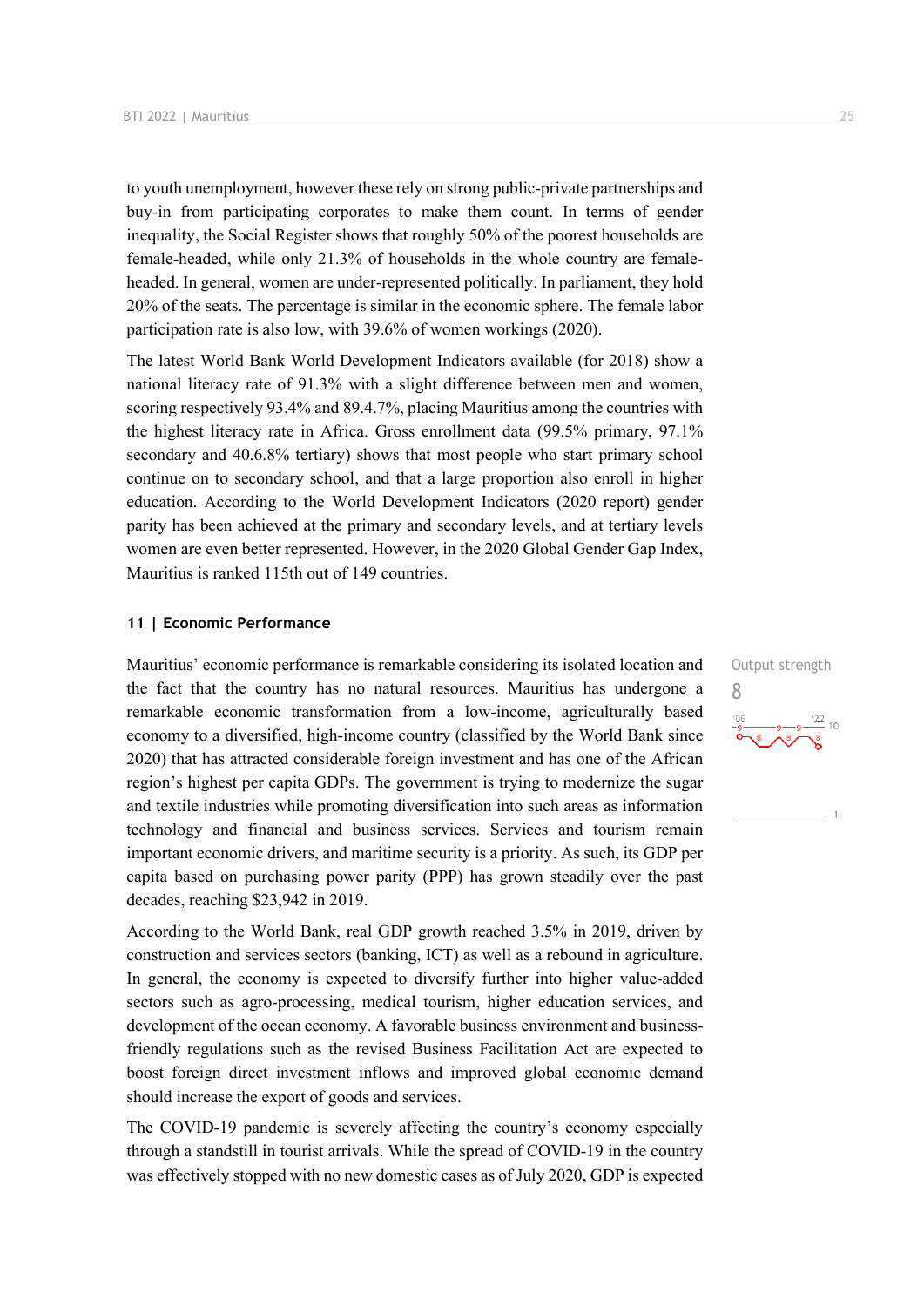to youth unemployment, however these rely on strong public-private partnerships and buy-in from participating corporates to make them count. In terms of gender inequality, the Social Register shows that roughly 50% of the poorest households are female-headed, while only 21.3% of households in the whole country are female-headed. In general, women are under-represented politically. In parliament, they hold 20% of the seats. The percentage is similar in the economic sphere. The female labor participation rate is also low, with 39.6% of women workings (2020).

The latest World Bank World Development Indicators available (for 2018) show a national literacy rate of 91.3% with a slight difference between men and women, scoring respectively 93.4% and 89.4.7%, placing Mauritius among the countries with the highest literacy rate in Africa. Gross enrollment data (99.5% primary, 97.1% secondary and 40.6.8% tertiary) shows that most people who start primary school continue on to secondary school, and that a large proportion also enroll in higher education. According to the World Development Indicators (2020 report) gender parity has been achieved at the primary and secondary levels, and at tertiary levels women are even better represented. However, in the 2020 Global Gender Gap Index, Mauritius is ranked 115th out of 149 countries.

## 11 | Economic Performance

Output strength
8

Mauritius' economic performance is remarkable considering its isolated location and the fact that the country has no natural resources. Mauritius has undergone a remarkable economic transformation from a low-income, agriculturally based economy to a diversified, high-income country (classified by the World Bank since 2020) that has attracted considerable foreign investment and has one of the African region's highest per capita GDPs. The government is trying to modernize the sugar and textile industries while promoting diversification into such areas as information technology and financial and business services. Services and tourism remain important economic drivers, and maritime security is a priority. As such, its GDP per capita based on purchasing power parity (PPP) has grown steadily over the past decades, reaching $23,942 in 2019.

According to the World Bank, real GDP growth reached 3.5% in 2019, driven by construction and services sectors (banking, ICT) as well as a rebound in agriculture. In general, the economy is expected to diversify further into higher value-added sectors such as agro-processing, medical tourism, higher education services, and development of the ocean economy. A favorable business environment and business-friendly regulations such as the revised Business Facilitation Act are expected to boost foreign direct investment inflows and improved global economic demand should increase the export of goods and services.

The COVID-19 pandemic is severely affecting the country's economy especially through a standstill in tourist arrivals. While the spread of COVID-19 in the country was effectively stopped with no new domestic cases as of July 2020, GDP is expected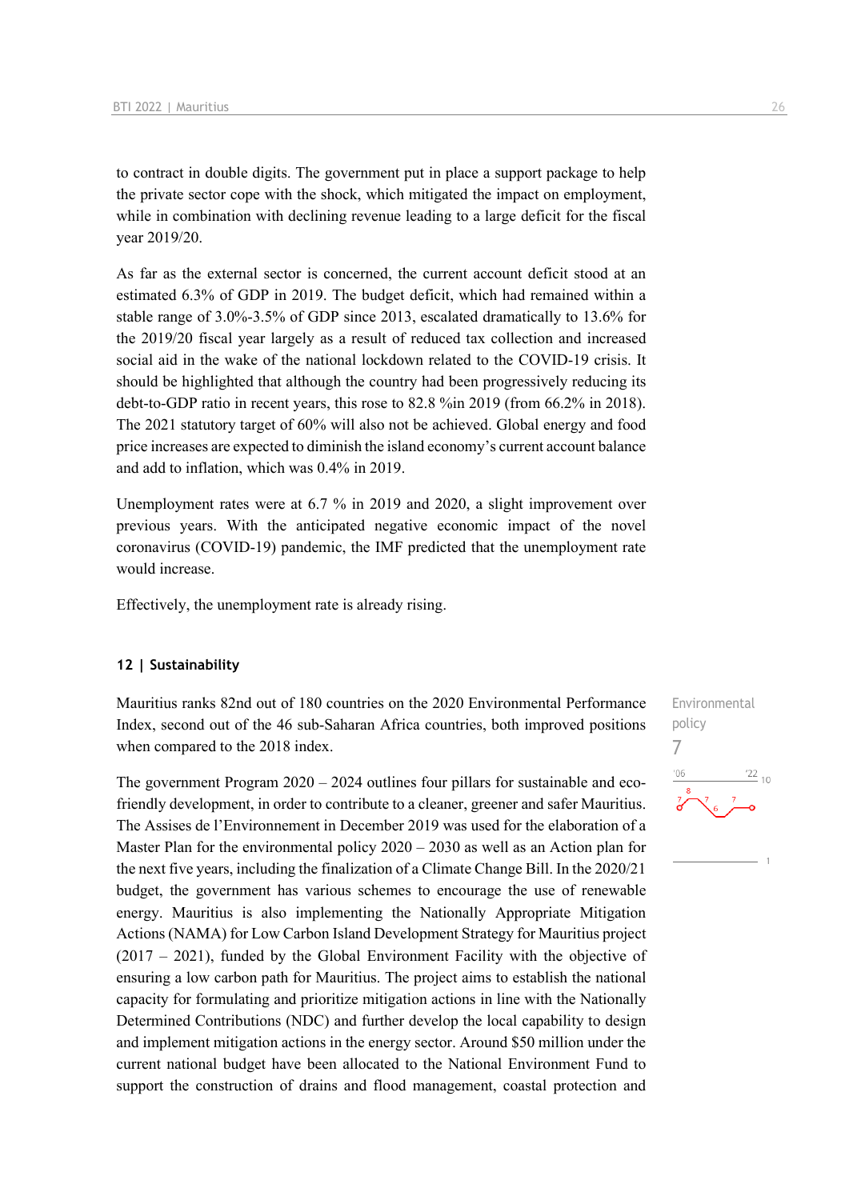to contract in double digits. The government put in place a support package to help the private sector cope with the shock, which mitigated the impact on employment, while in combination with declining revenue leading to a large deficit for the fiscal year 2019/20.

As far as the external sector is concerned, the current account deficit stood at an estimated 6.3% of GDP in 2019. The budget deficit, which had remained within a stable range of 3.0%-3.5% of GDP since 2013, escalated dramatically to 13.6% for the 2019/20 fiscal year largely as a result of reduced tax collection and increased social aid in the wake of the national lockdown related to the COVID-19 crisis. It should be highlighted that although the country had been progressively reducing its debt-to-GDP ratio in recent years, this rose to 82.8 %in 2019 (from 66.2% in 2018). The 2021 statutory target of 60% will also not be achieved. Global energy and food price increases are expected to diminish the island economy's current account balance and add to inflation, which was 0.4% in 2019.

Unemployment rates were at 6.7 % in 2019 and 2020, a slight improvement over previous years. With the anticipated negative economic impact of the novel coronavirus (COVID-19) pandemic, the IMF predicted that the unemployment rate would increase.

Effectively, the unemployment rate is already rising.

## 12 | Sustainability

Environmental policy
7

Mauritius ranks 82nd out of 180 countries on the 2020 Environmental Performance Index, second out of the 46 sub-Saharan Africa countries, both improved positions when compared to the 2018 index.

The government Program 2020 – 2024 outlines four pillars for sustainable and eco-friendly development, in order to contribute to a cleaner, greener and safer Mauritius. The Assises de l'Environnement in December 2019 was used for the elaboration of a Master Plan for the environmental policy 2020 – 2030 as well as an Action plan for the next five years, including the finalization of a Climate Change Bill. In the 2020/21 budget, the government has various schemes to encourage the use of renewable energy. Mauritius is also implementing the Nationally Appropriate Mitigation Actions (NAMA) for Low Carbon Island Development Strategy for Mauritius project (2017 – 2021), funded by the Global Environment Facility with the objective of ensuring a low carbon path for Mauritius. The project aims to establish the national capacity for formulating and prioritize mitigation actions in line with the Nationally Determined Contributions (NDC) and further develop the local capability to design and implement mitigation actions in the energy sector. Around $50 million under the current national budget have been allocated to the National Environment Fund to support the construction of drains and flood management, coastal protection and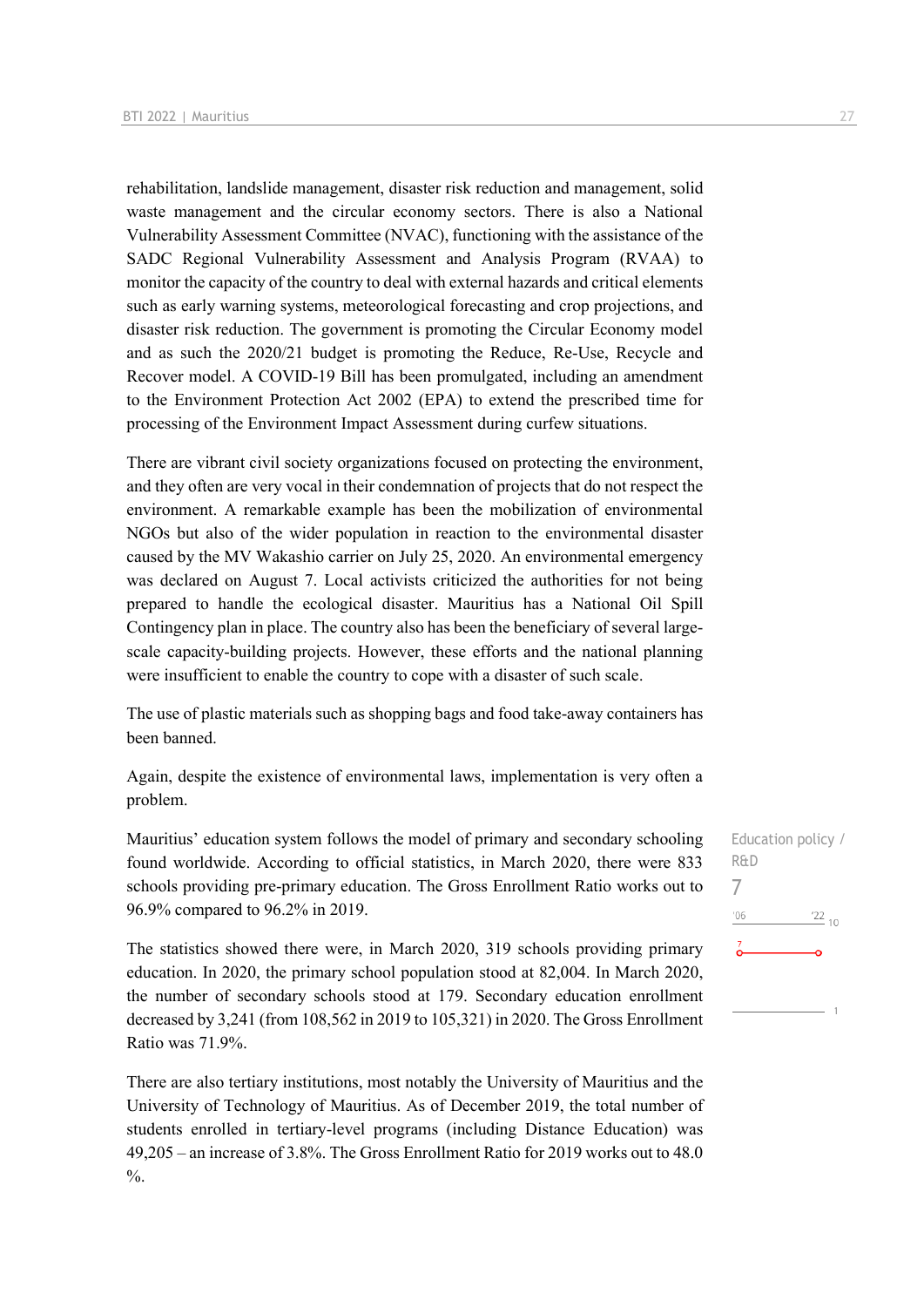rehabilitation, landslide management, disaster risk reduction and management, solid waste management and the circular economy sectors. There is also a National Vulnerability Assessment Committee (NVAC), functioning with the assistance of the SADC Regional Vulnerability Assessment and Analysis Program (RVAA) to monitor the capacity of the country to deal with external hazards and critical elements such as early warning systems, meteorological forecasting and crop projections, and disaster risk reduction. The government is promoting the Circular Economy model and as such the 2020/21 budget is promoting the Reduce, Re-Use, Recycle and Recover model. A COVID-19 Bill has been promulgated, including an amendment to the Environment Protection Act 2002 (EPA) to extend the prescribed time for processing of the Environment Impact Assessment during curfew situations.

There are vibrant civil society organizations focused on protecting the environment, and they often are very vocal in their condemnation of projects that do not respect the environment. A remarkable example has been the mobilization of environmental NGOs but also of the wider population in reaction to the environmental disaster caused by the MV Wakashio carrier on July 25, 2020. An environmental emergency was declared on August 7. Local activists criticized the authorities for not being prepared to handle the ecological disaster. Mauritius has a National Oil Spill Contingency plan in place. The country also has been the beneficiary of several large-scale capacity-building projects. However, these efforts and the national planning were insufficient to enable the country to cope with a disaster of such scale.

The use of plastic materials such as shopping bags and food take-away containers has been banned.

Again, despite the existence of environmental laws, implementation is very often a problem.

Education policy / R&D

7

Mauritius' education system follows the model of primary and secondary schooling found worldwide. According to official statistics, in March 2020, there were 833 schools providing pre-primary education. The Gross Enrollment Ratio works out to 96.9% compared to 96.2% in 2019.

The statistics showed there were, in March 2020, 319 schools providing primary education. In 2020, the primary school population stood at 82,004. In March 2020, the number of secondary schools stood at 179. Secondary education enrollment decreased by 3,241 (from 108,562 in 2019 to 105,321) in 2020. The Gross Enrollment Ratio was 71.9%.

There are also tertiary institutions, most notably the University of Mauritius and the University of Technology of Mauritius. As of December 2019, the total number of students enrolled in tertiary-level programs (including Distance Education) was 49,205 – an increase of 3.8%. The Gross Enrollment Ratio for 2019 works out to 48.0 %.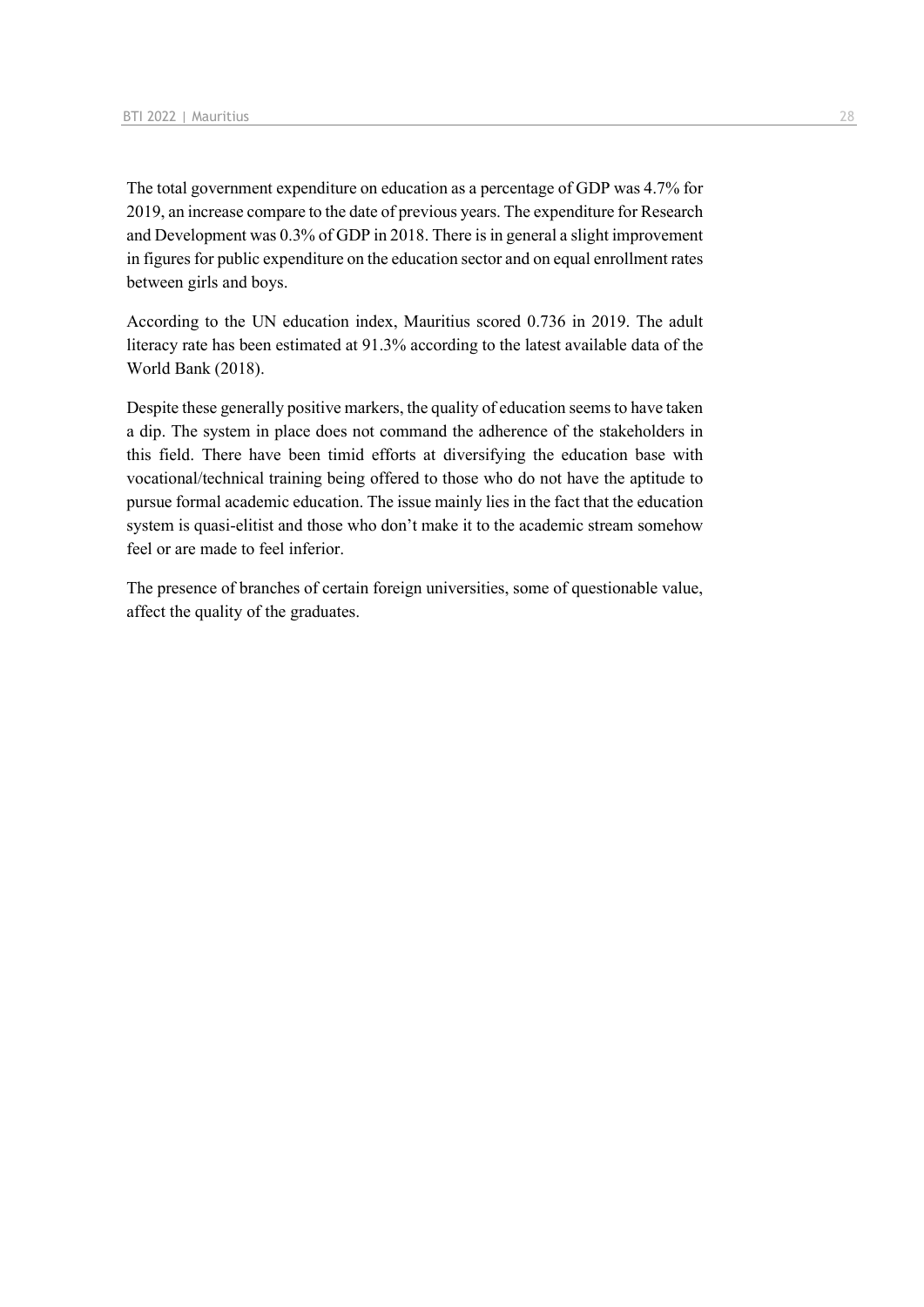The total government expenditure on education as a percentage of GDP was 4.7% for 2019, an increase compare to the date of previous years. The expenditure for Research and Development was 0.3% of GDP in 2018. There is in general a slight improvement in figures for public expenditure on the education sector and on equal enrollment rates between girls and boys.

According to the UN education index, Mauritius scored 0.736 in 2019. The adult literacy rate has been estimated at 91.3% according to the latest available data of the World Bank (2018).

Despite these generally positive markers, the quality of education seems to have taken a dip. The system in place does not command the adherence of the stakeholders in this field. There have been timid efforts at diversifying the education base with vocational/technical training being offered to those who do not have the aptitude to pursue formal academic education. The issue mainly lies in the fact that the education system is quasi-elitist and those who don't make it to the academic stream somehow feel or are made to feel inferior.

The presence of branches of certain foreign universities, some of questionable value, affect the quality of the graduates.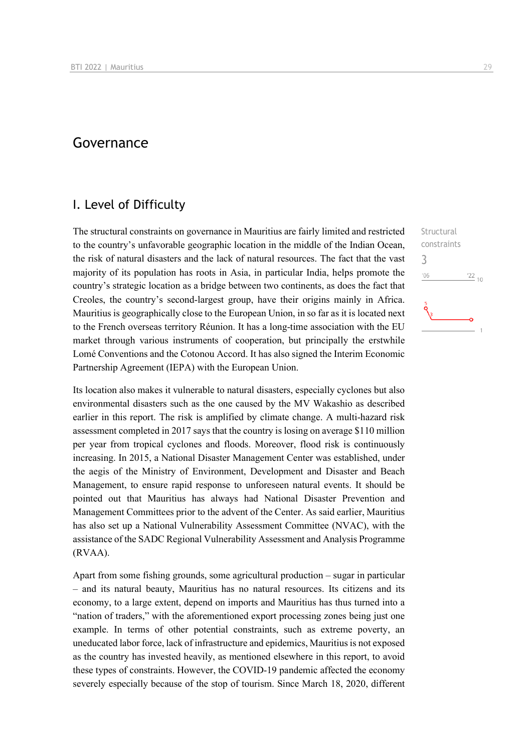# Governance

## I. Level of Difficulty

Structural constraints

3

The structural constraints on governance in Mauritius are fairly limited and restricted to the country's unfavorable geographic location in the middle of the Indian Ocean, the risk of natural disasters and the lack of natural resources. The fact that the vast majority of its population has roots in Asia, in particular India, helps promote the country's strategic location as a bridge between two continents, as does the fact that Creoles, the country's second-largest group, have their origins mainly in Africa. Mauritius is geographically close to the European Union, in so far as it is located next to the French overseas territory Réunion. It has a long-time association with the EU market through various instruments of cooperation, but principally the erstwhile Lomé Conventions and the Cotonou Accord. It has also signed the Interim Economic Partnership Agreement (IEPA) with the European Union.

Its location also makes it vulnerable to natural disasters, especially cyclones but also environmental disasters such as the one caused by the MV Wakashio as described earlier in this report. The risk is amplified by climate change. A multi-hazard risk assessment completed in 2017 says that the country is losing on average $110 million per year from tropical cyclones and floods. Moreover, flood risk is continuously increasing. In 2015, a National Disaster Management Center was established, under the aegis of the Ministry of Environment, Development and Disaster and Beach Management, to ensure rapid response to unforeseen natural events. It should be pointed out that Mauritius has always had National Disaster Prevention and Management Committees prior to the advent of the Center. As said earlier, Mauritius has also set up a National Vulnerability Assessment Committee (NVAC), with the assistance of the SADC Regional Vulnerability Assessment and Analysis Programme (RVAA).

Apart from some fishing grounds, some agricultural production – sugar in particular – and its natural beauty, Mauritius has no natural resources. Its citizens and its economy, to a large extent, depend on imports and Mauritius has thus turned into a "nation of traders," with the aforementioned export processing zones being just one example. In terms of other potential constraints, such as extreme poverty, an uneducated labor force, lack of infrastructure and epidemics, Mauritius is not exposed as the country has invested heavily, as mentioned elsewhere in this report, to avoid these types of constraints. However, the COVID-19 pandemic affected the economy severely especially because of the stop of tourism. Since March 18, 2020, different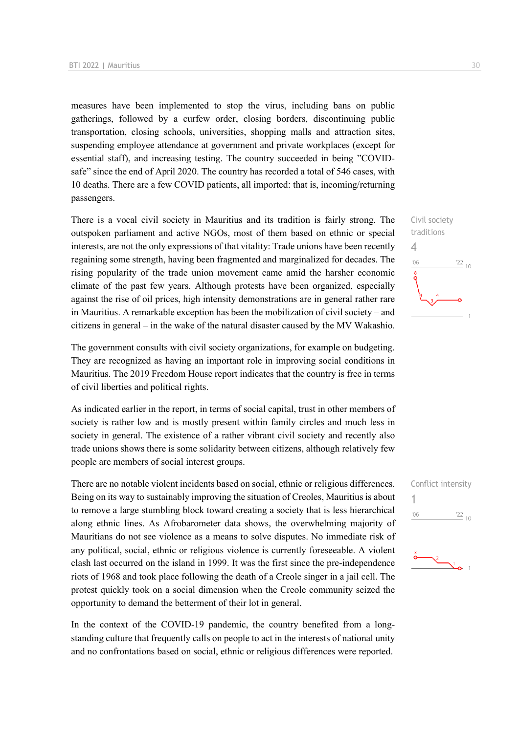measures have been implemented to stop the virus, including bans on public gatherings, followed by a curfew order, closing borders, discontinuing public transportation, closing schools, universities, shopping malls and attraction sites, suspending employee attendance at government and private workplaces (except for essential staff), and increasing testing. The country succeeded in being "COVID-safe" since the end of April 2020. The country has recorded a total of 546 cases, with 10 deaths. There are a few COVID patients, all imported: that is, incoming/returning passengers.

Civil society traditions

4

There is a vocal civil society in Mauritius and its tradition is fairly strong. The outspoken parliament and active NGOs, most of them based on ethnic or special interests, are not the only expressions of that vitality: Trade unions have been recently regaining some strength, having been fragmented and marginalized for decades. The rising popularity of the trade union movement came amid the harsher economic climate of the past few years. Although protests have been organized, especially against the rise of oil prices, high intensity demonstrations are in general rather rare in Mauritius. A remarkable exception has been the mobilization of civil society – and citizens in general – in the wake of the natural disaster caused by the MV Wakashio.

The government consults with civil society organizations, for example on budgeting. They are recognized as having an important role in improving social conditions in Mauritius. The 2019 Freedom House report indicates that the country is free in terms of civil liberties and political rights.

As indicated earlier in the report, in terms of social capital, trust in other members of society is rather low and is mostly present within family circles and much less in society in general. The existence of a rather vibrant civil society and recently also trade unions shows there is some solidarity between citizens, although relatively few people are members of social interest groups.

Conflict intensity

1

There are no notable violent incidents based on social, ethnic or religious differences. Being on its way to sustainably improving the situation of Creoles, Mauritius is about to remove a large stumbling block toward creating a society that is less hierarchical along ethnic lines. As Afrobarometer data shows, the overwhelming majority of Mauritians do not see violence as a means to solve disputes. No immediate risk of any political, social, ethnic or religious violence is currently foreseeable. A violent clash last occurred on the island in 1999. It was the first since the pre-independence riots of 1968 and took place following the death of a Creole singer in a jail cell. The protest quickly took on a social dimension when the Creole community seized the opportunity to demand the betterment of their lot in general.

In the context of the COVID-19 pandemic, the country benefited from a long-standing culture that frequently calls on people to act in the interests of national unity and no confrontations based on social, ethnic or religious differences were reported.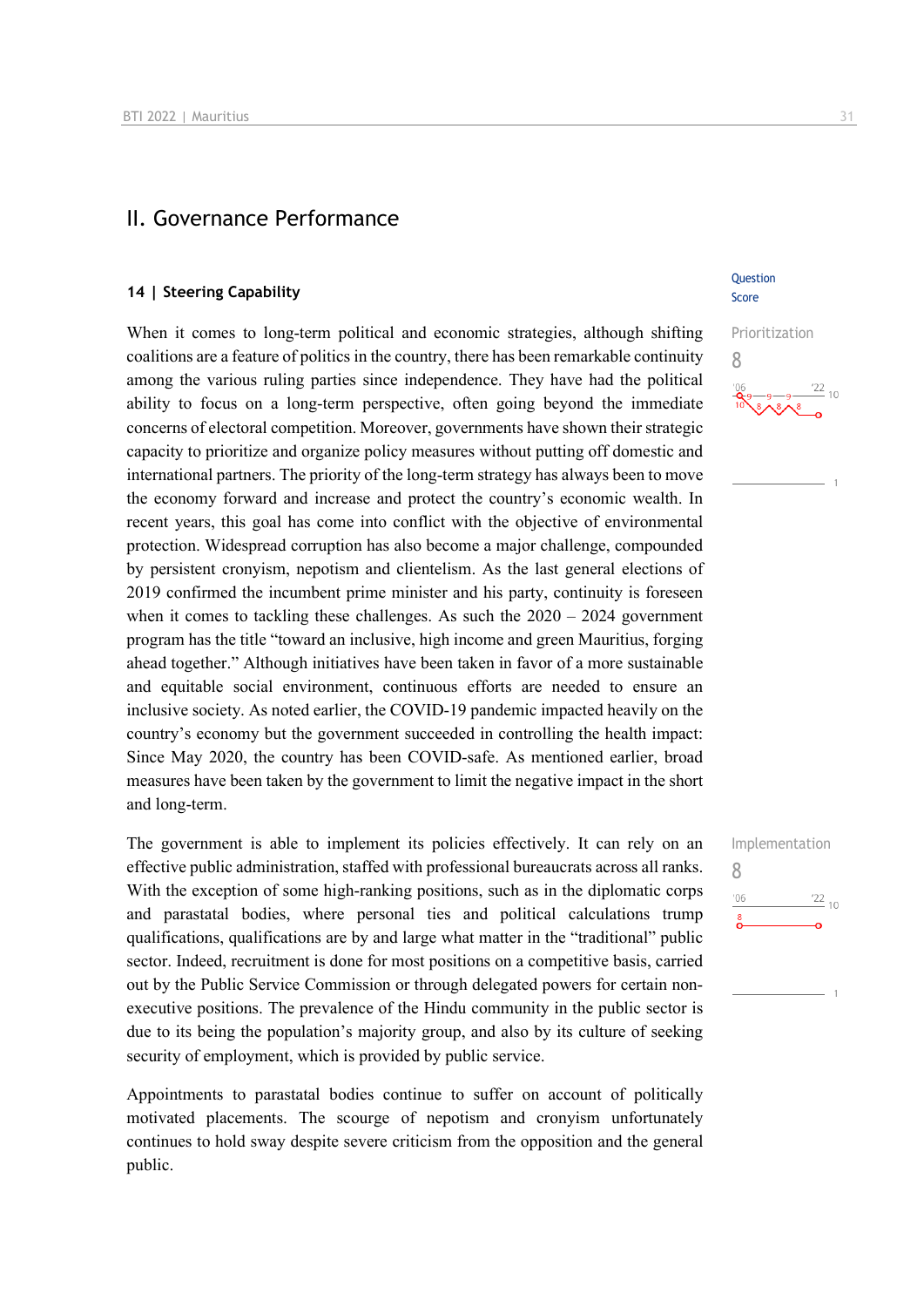# II. Governance Performance

## 14 | Steering Capability

Question Score

When it comes to long-term political and economic strategies, although shifting coalitions are a feature of politics in the country, there has been remarkable continuity among the various ruling parties since independence. They have had the political ability to focus on a long-term perspective, often going beyond the immediate concerns of electoral competition. Moreover, governments have shown their strategic capacity to prioritize and organize policy measures without putting off domestic and international partners. The priority of the long-term strategy has always been to move the economy forward and increase and protect the country's economic wealth. In recent years, this goal has come into conflict with the objective of environmental protection. Widespread corruption has also become a major challenge, compounded by persistent cronyism, nepotism and clientelism. As the last general elections of 2019 confirmed the incumbent prime minister and his party, continuity is foreseen when it comes to tackling these challenges. As such the 2020 – 2024 government program has the title "toward an inclusive, high income and green Mauritius, forging ahead together." Although initiatives have been taken in favor of a more sustainable and equitable social environment, continuous efforts are needed to ensure an inclusive society. As noted earlier, the COVID-19 pandemic impacted heavily on the country's economy but the government succeeded in controlling the health impact: Since May 2020, the country has been COVID-safe. As mentioned earlier, broad measures have been taken by the government to limit the negative impact in the short and long-term.

Prioritization
8

The government is able to implement its policies effectively. It can rely on an effective public administration, staffed with professional bureaucrats across all ranks. With the exception of some high-ranking positions, such as in the diplomatic corps and parastatal bodies, where personal ties and political calculations trump qualifications, qualifications are by and large what matter in the "traditional" public sector. Indeed, recruitment is done for most positions on a competitive basis, carried out by the Public Service Commission or through delegated powers for certain non-executive positions. The prevalence of the Hindu community in the public sector is due to its being the population's majority group, and also by its culture of seeking security of employment, which is provided by public service.

Implementation
8

Appointments to parastatal bodies continue to suffer on account of politically motivated placements. The scourge of nepotism and cronyism unfortunately continues to hold sway despite severe criticism from the opposition and the general public.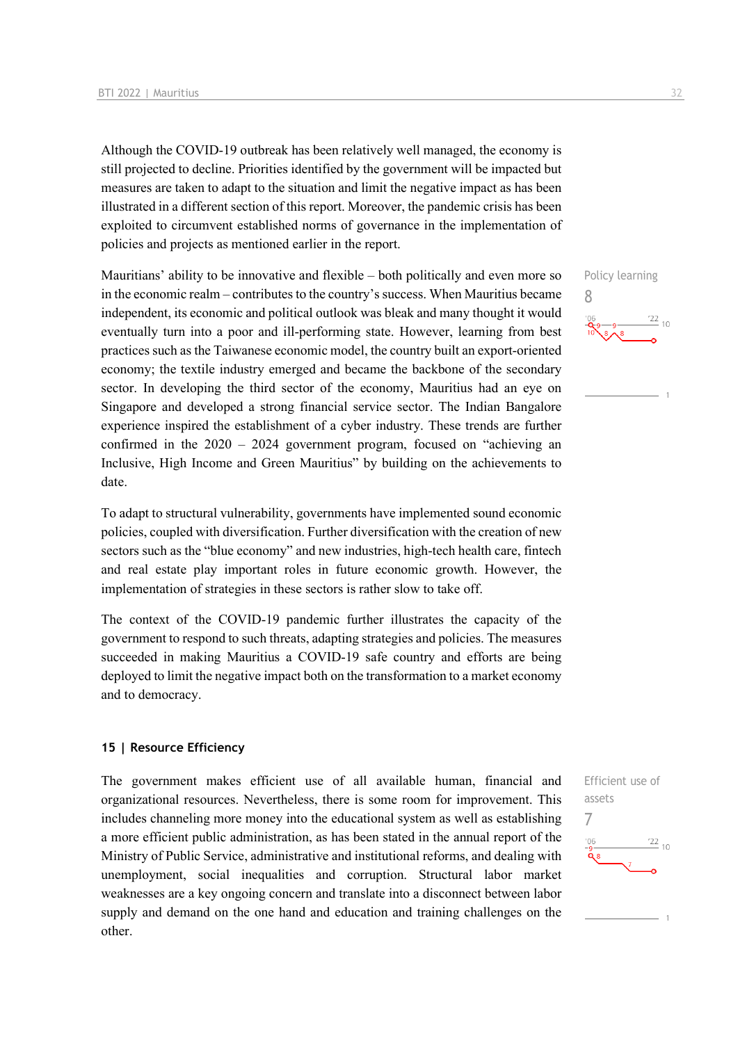Although the COVID-19 outbreak has been relatively well managed, the economy is still projected to decline. Priorities identified by the government will be impacted but measures are taken to adapt to the situation and limit the negative impact as has been illustrated in a different section of this report. Moreover, the pandemic crisis has been exploited to circumvent established norms of governance in the implementation of policies and projects as mentioned earlier in the report.

Mauritians' ability to be innovative and flexible – both politically and even more so in the economic realm – contributes to the country's success. When Mauritius became independent, its economic and political outlook was bleak and many thought it would eventually turn into a poor and ill-performing state. However, learning from best practices such as the Taiwanese economic model, the country built an export-oriented economy; the textile industry emerged and became the backbone of the secondary sector. In developing the third sector of the economy, Mauritius had an eye on Singapore and developed a strong financial service sector. The Indian Bangalore experience inspired the establishment of a cyber industry. These trends are further confirmed in the 2020 – 2024 government program, focused on "achieving an Inclusive, High Income and Green Mauritius" by building on the achievements to date.

Policy learning
8

To adapt to structural vulnerability, governments have implemented sound economic policies, coupled with diversification. Further diversification with the creation of new sectors such as the "blue economy" and new industries, high-tech health care, fintech and real estate play important roles in future economic growth. However, the implementation of strategies in these sectors is rather slow to take off.

The context of the COVID-19 pandemic further illustrates the capacity of the government to respond to such threats, adapting strategies and policies. The measures succeeded in making Mauritius a COVID-19 safe country and efforts are being deployed to limit the negative impact both on the transformation to a market economy and to democracy.

## 15 | Resource Efficiency

The government makes efficient use of all available human, financial and organizational resources. Nevertheless, there is some room for improvement. This includes channeling more money into the educational system as well as establishing a more efficient public administration, as has been stated in the annual report of the Ministry of Public Service, administrative and institutional reforms, and dealing with unemployment, social inequalities and corruption. Structural labor market weaknesses are a key ongoing concern and translate into a disconnect between labor supply and demand on the one hand and education and training challenges on the other.

Efficient use of assets
7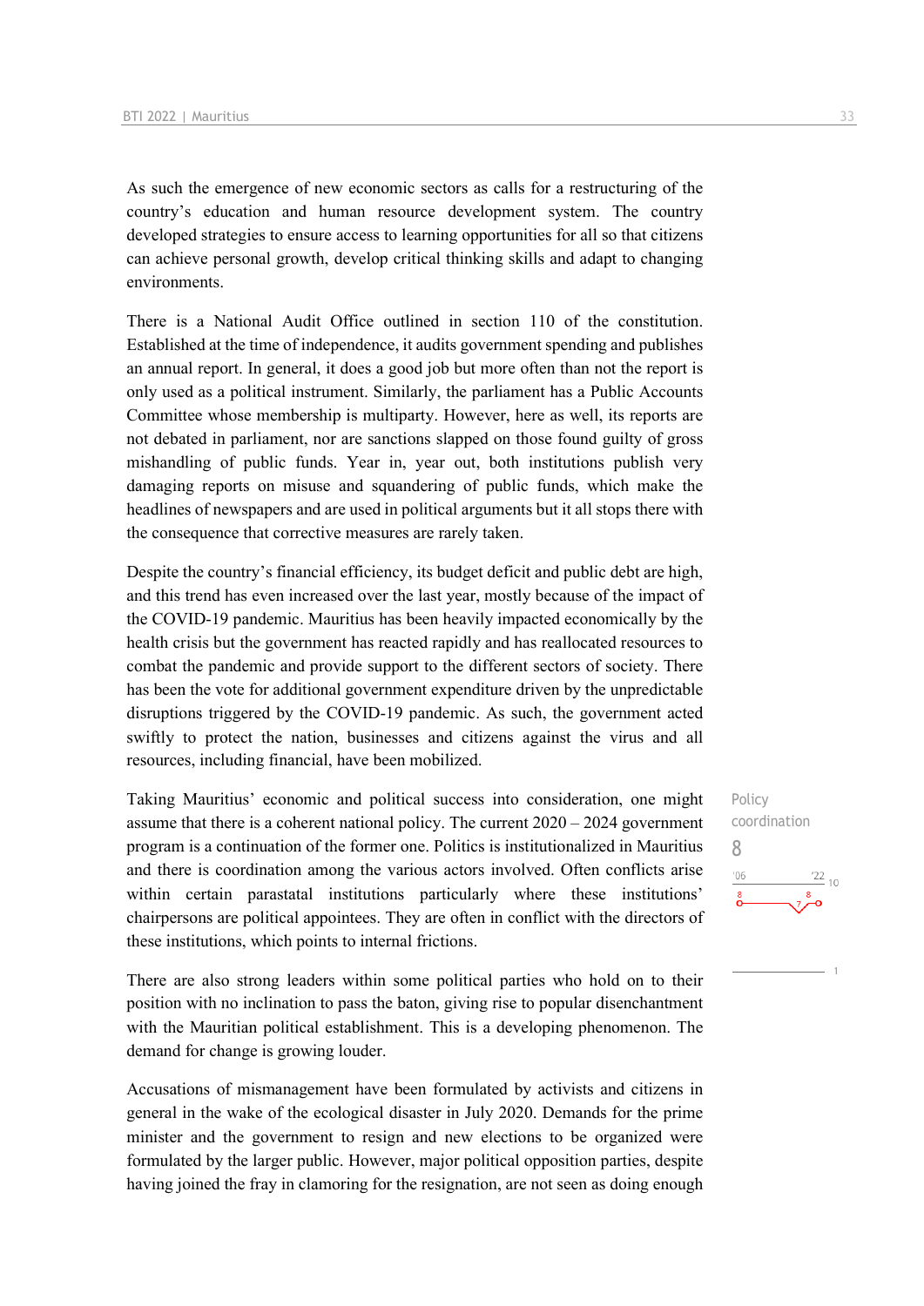As such the emergence of new economic sectors as calls for a restructuring of the country's education and human resource development system. The country developed strategies to ensure access to learning opportunities for all so that citizens can achieve personal growth, develop critical thinking skills and adapt to changing environments.

There is a National Audit Office outlined in section 110 of the constitution. Established at the time of independence, it audits government spending and publishes an annual report. In general, it does a good job but more often than not the report is only used as a political instrument. Similarly, the parliament has a Public Accounts Committee whose membership is multiparty. However, here as well, its reports are not debated in parliament, nor are sanctions slapped on those found guilty of gross mishandling of public funds. Year in, year out, both institutions publish very damaging reports on misuse and squandering of public funds, which make the headlines of newspapers and are used in political arguments but it all stops there with the consequence that corrective measures are rarely taken.

Despite the country's financial efficiency, its budget deficit and public debt are high, and this trend has even increased over the last year, mostly because of the impact of the COVID-19 pandemic. Mauritius has been heavily impacted economically by the health crisis but the government has reacted rapidly and has reallocated resources to combat the pandemic and provide support to the different sectors of society. There has been the vote for additional government expenditure driven by the unpredictable disruptions triggered by the COVID-19 pandemic. As such, the government acted swiftly to protect the nation, businesses and citizens against the virus and all resources, including financial, have been mobilized.

Policy coordination
8

Taking Mauritius' economic and political success into consideration, one might assume that there is a coherent national policy. The current 2020 – 2024 government program is a continuation of the former one. Politics is institutionalized in Mauritius and there is coordination among the various actors involved. Often conflicts arise within certain parastatal institutions particularly where these institutions' chairpersons are political appointees. They are often in conflict with the directors of these institutions, which points to internal frictions.

There are also strong leaders within some political parties who hold on to their position with no inclination to pass the baton, giving rise to popular disenchantment with the Mauritian political establishment. This is a developing phenomenon. The demand for change is growing louder.

Accusations of mismanagement have been formulated by activists and citizens in general in the wake of the ecological disaster in July 2020. Demands for the prime minister and the government to resign and new elections to be organized were formulated by the larger public. However, major political opposition parties, despite having joined the fray in clamoring for the resignation, are not seen as doing enough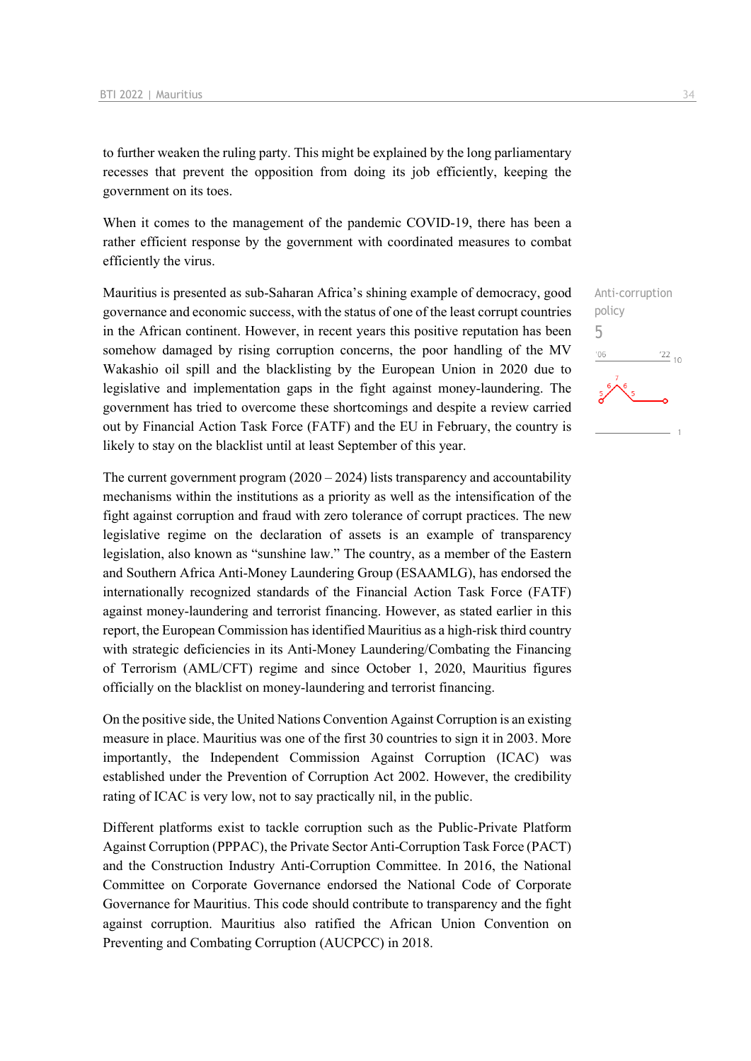to further weaken the ruling party. This might be explained by the long parliamentary recesses that prevent the opposition from doing its job efficiently, keeping the government on its toes.

When it comes to the management of the pandemic COVID-19, there has been a rather efficient response by the government with coordinated measures to combat efficiently the virus.

Anti-corruption policy
5

Mauritius is presented as sub-Saharan Africa's shining example of democracy, good governance and economic success, with the status of one of the least corrupt countries in the African continent. However, in recent years this positive reputation has been somehow damaged by rising corruption concerns, the poor handling of the MV Wakashio oil spill and the blacklisting by the European Union in 2020 due to legislative and implementation gaps in the fight against money-laundering. The government has tried to overcome these shortcomings and despite a review carried out by Financial Action Task Force (FATF) and the EU in February, the country is likely to stay on the blacklist until at least September of this year.

The current government program (2020 – 2024) lists transparency and accountability mechanisms within the institutions as a priority as well as the intensification of the fight against corruption and fraud with zero tolerance of corrupt practices. The new legislative regime on the declaration of assets is an example of transparency legislation, also known as "sunshine law." The country, as a member of the Eastern and Southern Africa Anti-Money Laundering Group (ESAAMLG), has endorsed the internationally recognized standards of the Financial Action Task Force (FATF) against money-laundering and terrorist financing. However, as stated earlier in this report, the European Commission has identified Mauritius as a high-risk third country with strategic deficiencies in its Anti-Money Laundering/Combating the Financing of Terrorism (AML/CFT) regime and since October 1, 2020, Mauritius figures officially on the blacklist on money-laundering and terrorist financing.

On the positive side, the United Nations Convention Against Corruption is an existing measure in place. Mauritius was one of the first 30 countries to sign it in 2003. More importantly, the Independent Commission Against Corruption (ICAC) was established under the Prevention of Corruption Act 2002. However, the credibility rating of ICAC is very low, not to say practically nil, in the public.

Different platforms exist to tackle corruption such as the Public-Private Platform Against Corruption (PPPAC), the Private Sector Anti-Corruption Task Force (PACT) and the Construction Industry Anti-Corruption Committee. In 2016, the National Committee on Corporate Governance endorsed the National Code of Corporate Governance for Mauritius. This code should contribute to transparency and the fight against corruption. Mauritius also ratified the African Union Convention on Preventing and Combating Corruption (AUCPCC) in 2018.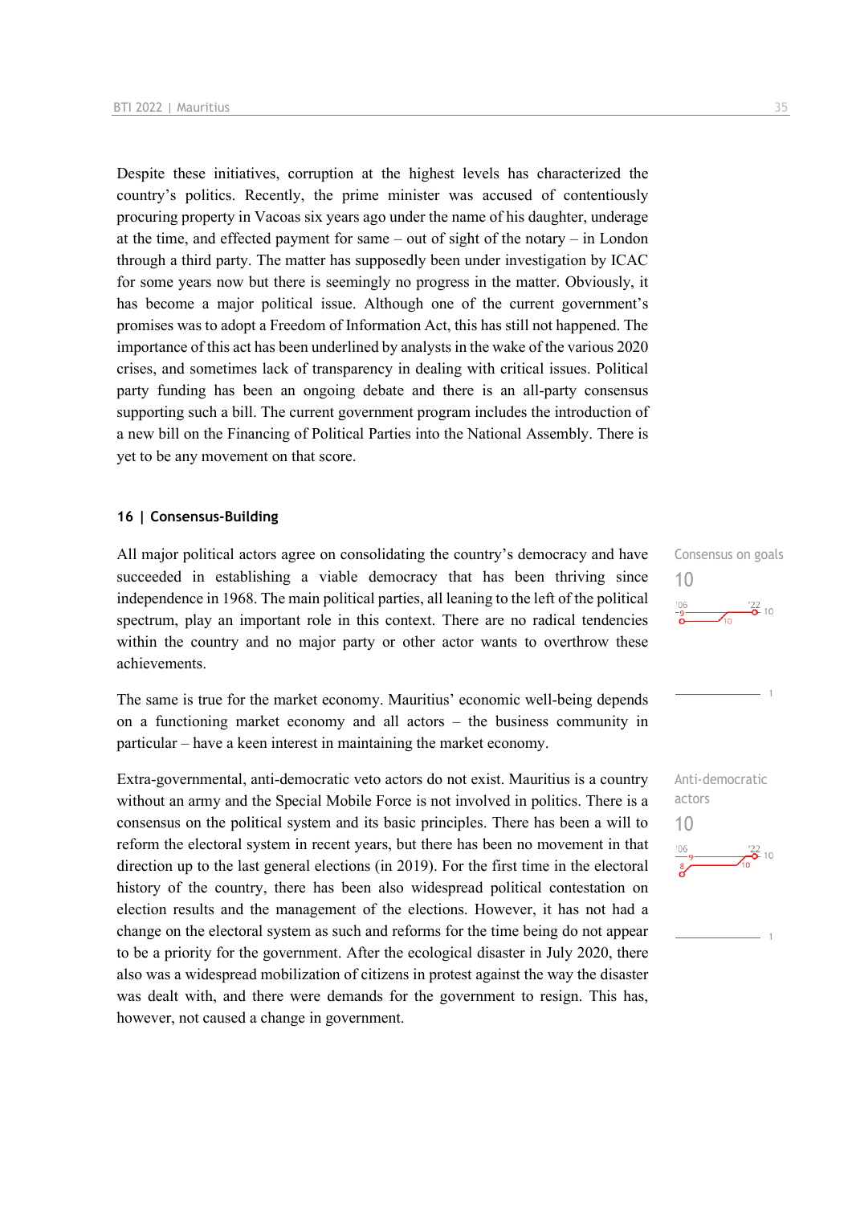Despite these initiatives, corruption at the highest levels has characterized the country's politics. Recently, the prime minister was accused of contentiously procuring property in Vacoas six years ago under the name of his daughter, underage at the time, and effected payment for same – out of sight of the notary – in London through a third party. The matter has supposedly been under investigation by ICAC for some years now but there is seemingly no progress in the matter. Obviously, it has become a major political issue. Although one of the current government's promises was to adopt a Freedom of Information Act, this has still not happened. The importance of this act has been underlined by analysts in the wake of the various 2020 crises, and sometimes lack of transparency in dealing with critical issues. Political party funding has been an ongoing debate and there is an all-party consensus supporting such a bill. The current government program includes the introduction of a new bill on the Financing of Political Parties into the National Assembly. There is yet to be any movement on that score.

## 16 | Consensus-Building

All major political actors agree on consolidating the country's democracy and have succeeded in establishing a viable democracy that has been thriving since independence in 1968. The main political parties, all leaning to the left of the political spectrum, play an important role in this context. There are no radical tendencies within the country and no major party or other actor wants to overthrow these achievements.

Consensus on goals
10

The same is true for the market economy. Mauritius' economic well-being depends on a functioning market economy and all actors – the business community in particular – have a keen interest in maintaining the market economy.

Extra-governmental, anti-democratic veto actors do not exist. Mauritius is a country without an army and the Special Mobile Force is not involved in politics. There is a consensus on the political system and its basic principles. There has been a will to reform the electoral system in recent years, but there has been no movement in that direction up to the last general elections (in 2019). For the first time in the electoral history of the country, there has been also widespread political contestation on election results and the management of the elections. However, it has not had a change on the electoral system as such and reforms for the time being do not appear to be a priority for the government. After the ecological disaster in July 2020, there also was a widespread mobilization of citizens in protest against the way the disaster was dealt with, and there were demands for the government to resign. This has, however, not caused a change in government.

Anti-democratic actors
10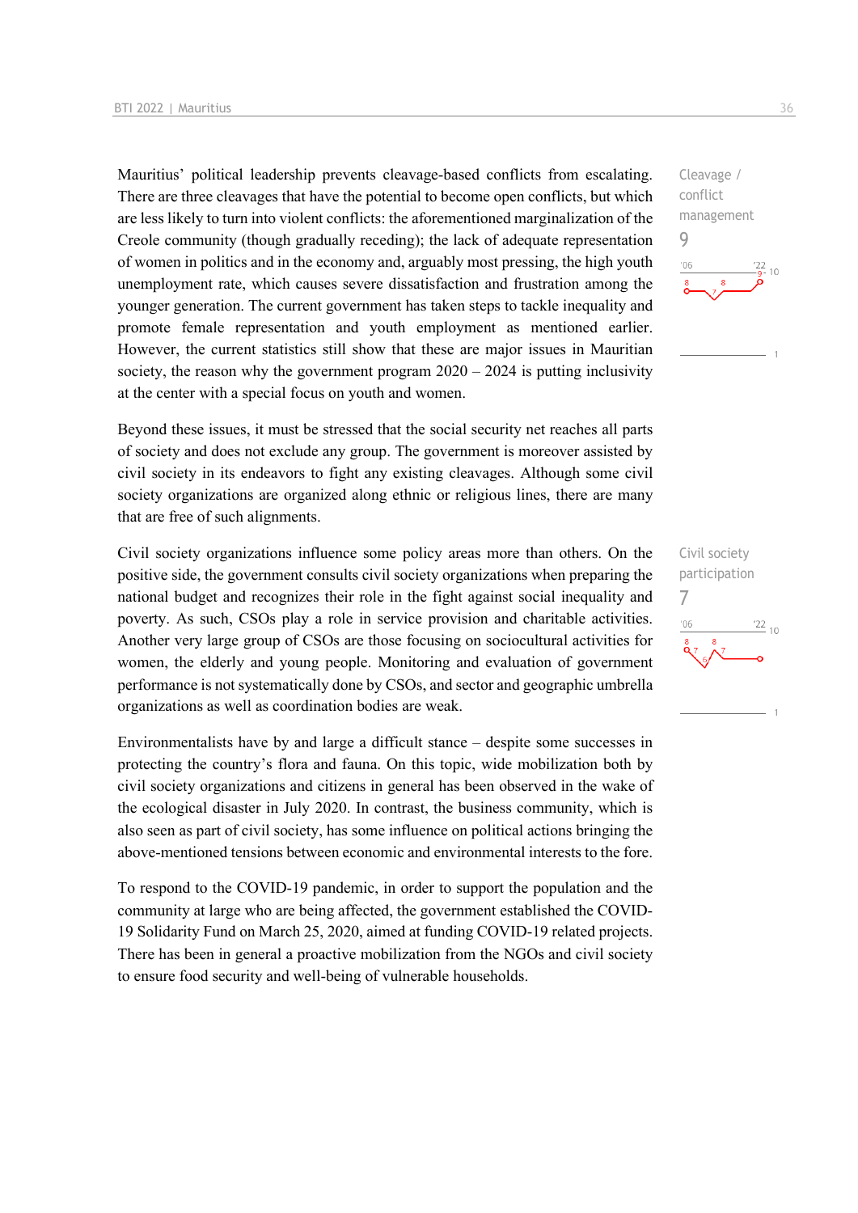Mauritius' political leadership prevents cleavage-based conflicts from escalating. There are three cleavages that have the potential to become open conflicts, but which are less likely to turn into violent conflicts: the aforementioned marginalization of the Creole community (though gradually receding); the lack of adequate representation of women in politics and in the economy and, arguably most pressing, the high youth unemployment rate, which causes severe dissatisfaction and frustration among the younger generation. The current government has taken steps to tackle inequality and promote female representation and youth employment as mentioned earlier. However, the current statistics still show that these are major issues in Mauritian society, the reason why the government program 2020 – 2024 is putting inclusivity at the center with a special focus on youth and women.

Cleavage / conflict management

9

Beyond these issues, it must be stressed that the social security net reaches all parts of society and does not exclude any group. The government is moreover assisted by civil society in its endeavors to fight any existing cleavages. Although some civil society organizations are organized along ethnic or religious lines, there are many that are free of such alignments.

Civil society organizations influence some policy areas more than others. On the positive side, the government consults civil society organizations when preparing the national budget and recognizes their role in the fight against social inequality and poverty. As such, CSOs play a role in service provision and charitable activities. Another very large group of CSOs are those focusing on sociocultural activities for women, the elderly and young people. Monitoring and evaluation of government performance is not systematically done by CSOs, and sector and geographic umbrella organizations as well as coordination bodies are weak.

Civil society participation

7

Environmentalists have by and large a difficult stance – despite some successes in protecting the country's flora and fauna. On this topic, wide mobilization both by civil society organizations and citizens in general has been observed in the wake of the ecological disaster in July 2020. In contrast, the business community, which is also seen as part of civil society, has some influence on political actions bringing the above-mentioned tensions between economic and environmental interests to the fore.

To respond to the COVID-19 pandemic, in order to support the population and the community at large who are being affected, the government established the COVID-19 Solidarity Fund on March 25, 2020, aimed at funding COVID-19 related projects. There has been in general a proactive mobilization from the NGOs and civil society to ensure food security and well-being of vulnerable households.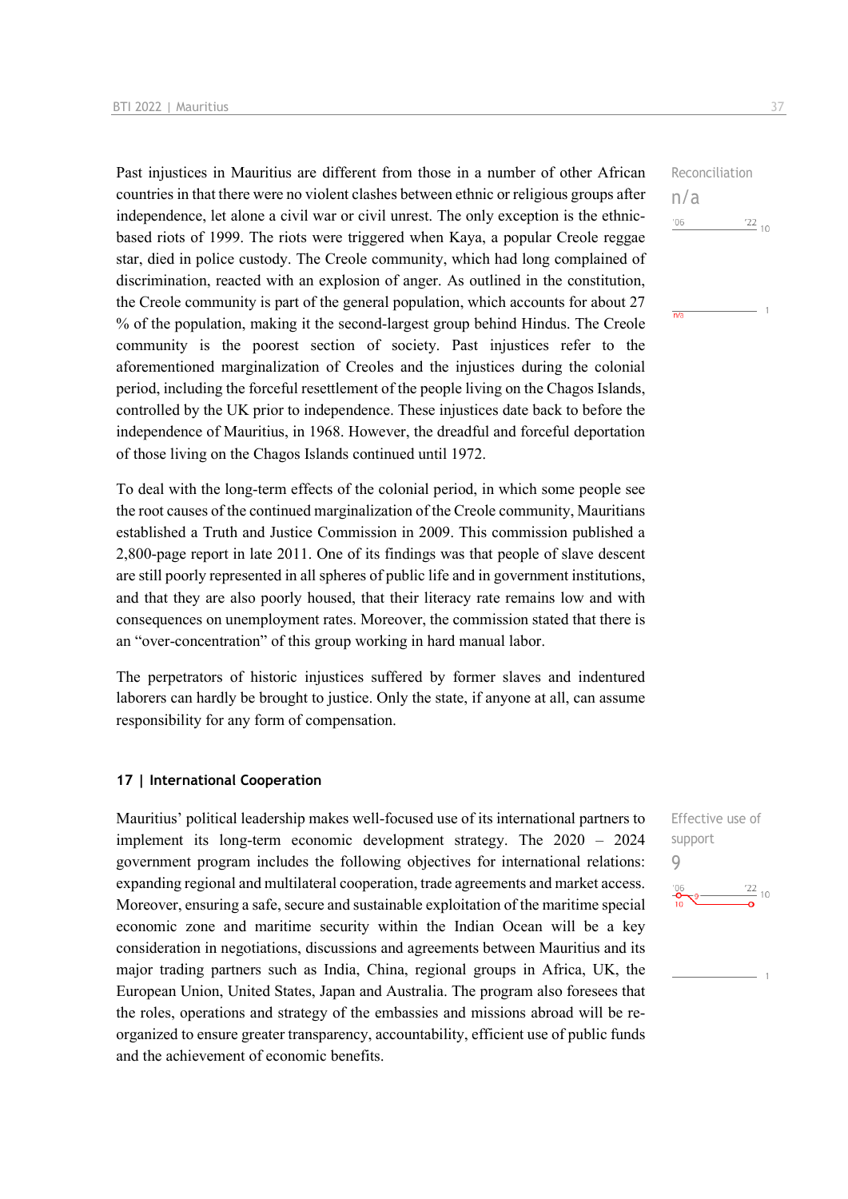Past injustices in Mauritius are different from those in a number of other African countries in that there were no violent clashes between ethnic or religious groups after independence, let alone a civil war or civil unrest. The only exception is the ethnic-based riots of 1999. The riots were triggered when Kaya, a popular Creole reggae star, died in police custody. The Creole community, which had long complained of discrimination, reacted with an explosion of anger. As outlined in the constitution, the Creole community is part of the general population, which accounts for about 27 % of the population, making it the second-largest group behind Hindus. The Creole community is the poorest section of society. Past injustices refer to the aforementioned marginalization of Creoles and the injustices during the colonial period, including the forceful resettlement of the people living on the Chagos Islands, controlled by the UK prior to independence. These injustices date back to before the independence of Mauritius, in 1968. However, the dreadful and forceful deportation of those living on the Chagos Islands continued until 1972.

Reconciliation
n/a

To deal with the long-term effects of the colonial period, in which some people see the root causes of the continued marginalization of the Creole community, Mauritians established a Truth and Justice Commission in 2009. This commission published a 2,800-page report in late 2011. One of its findings was that people of slave descent are still poorly represented in all spheres of public life and in government institutions, and that they are also poorly housed, that their literacy rate remains low and with consequences on unemployment rates. Moreover, the commission stated that there is an “over-concentration” of this group working in hard manual labor.

The perpetrators of historic injustices suffered by former slaves and indentured laborers can hardly be brought to justice. Only the state, if anyone at all, can assume responsibility for any form of compensation.

## 17 | International Cooperation

Mauritius’ political leadership makes well-focused use of its international partners to implement its long-term economic development strategy. The 2020 – 2024 government program includes the following objectives for international relations: expanding regional and multilateral cooperation, trade agreements and market access. Moreover, ensuring a safe, secure and sustainable exploitation of the maritime special economic zone and maritime security within the Indian Ocean will be a key consideration in negotiations, discussions and agreements between Mauritius and its major trading partners such as India, China, regional groups in Africa, UK, the European Union, United States, Japan and Australia. The program also foresees that the roles, operations and strategy of the embassies and missions abroad will be re-organized to ensure greater transparency, accountability, efficient use of public funds and the achievement of economic benefits.

Effective use of support
9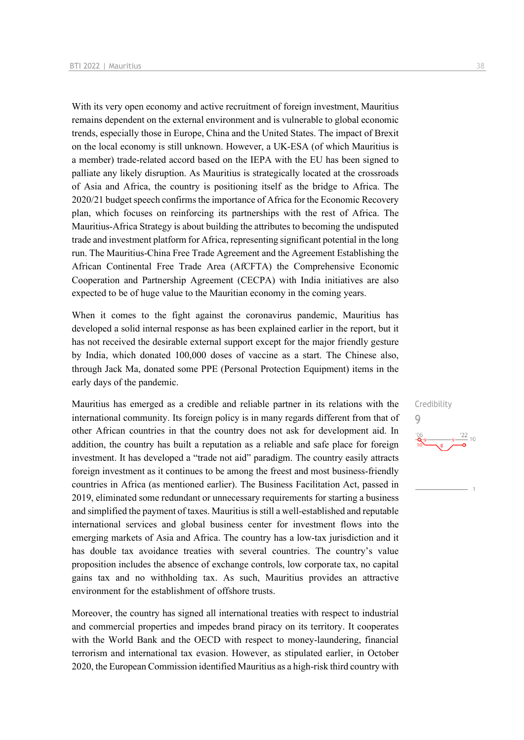With its very open economy and active recruitment of foreign investment, Mauritius remains dependent on the external environment and is vulnerable to global economic trends, especially those in Europe, China and the United States. The impact of Brexit on the local economy is still unknown. However, a UK-ESA (of which Mauritius is a member) trade-related accord based on the IEPA with the EU has been signed to palliate any likely disruption. As Mauritius is strategically located at the crossroads of Asia and Africa, the country is positioning itself as the bridge to Africa. The 2020/21 budget speech confirms the importance of Africa for the Economic Recovery plan, which focuses on reinforcing its partnerships with the rest of Africa. The Mauritius-Africa Strategy is about building the attributes to becoming the undisputed trade and investment platform for Africa, representing significant potential in the long run. The Mauritius-China Free Trade Agreement and the Agreement Establishing the African Continental Free Trade Area (AfCFTA) the Comprehensive Economic Cooperation and Partnership Agreement (CECPA) with India initiatives are also expected to be of huge value to the Mauritian economy in the coming years.

When it comes to the fight against the coronavirus pandemic, Mauritius has developed a solid internal response as has been explained earlier in the report, but it has not received the desirable external support except for the major friendly gesture by India, which donated 100,000 doses of vaccine as a start. The Chinese also, through Jack Ma, donated some PPE (Personal Protection Equipment) items in the early days of the pandemic.

Credibility
9

Mauritius has emerged as a credible and reliable partner in its relations with the international community. Its foreign policy is in many regards different from that of other African countries in that the country does not ask for development aid. In addition, the country has built a reputation as a reliable and safe place for foreign investment. It has developed a "trade not aid" paradigm. The country easily attracts foreign investment as it continues to be among the freest and most business-friendly countries in Africa (as mentioned earlier). The Business Facilitation Act, passed in 2019, eliminated some redundant or unnecessary requirements for starting a business and simplified the payment of taxes. Mauritius is still a well-established and reputable international services and global business center for investment flows into the emerging markets of Asia and Africa. The country has a low-tax jurisdiction and it has double tax avoidance treaties with several countries. The country's value proposition includes the absence of exchange controls, low corporate tax, no capital gains tax and no withholding tax. As such, Mauritius provides an attractive environment for the establishment of offshore trusts.

Moreover, the country has signed all international treaties with respect to industrial and commercial properties and impedes brand piracy on its territory. It cooperates with the World Bank and the OECD with respect to money-laundering, financial terrorism and international tax evasion. However, as stipulated earlier, in October 2020, the European Commission identified Mauritius as a high-risk third country with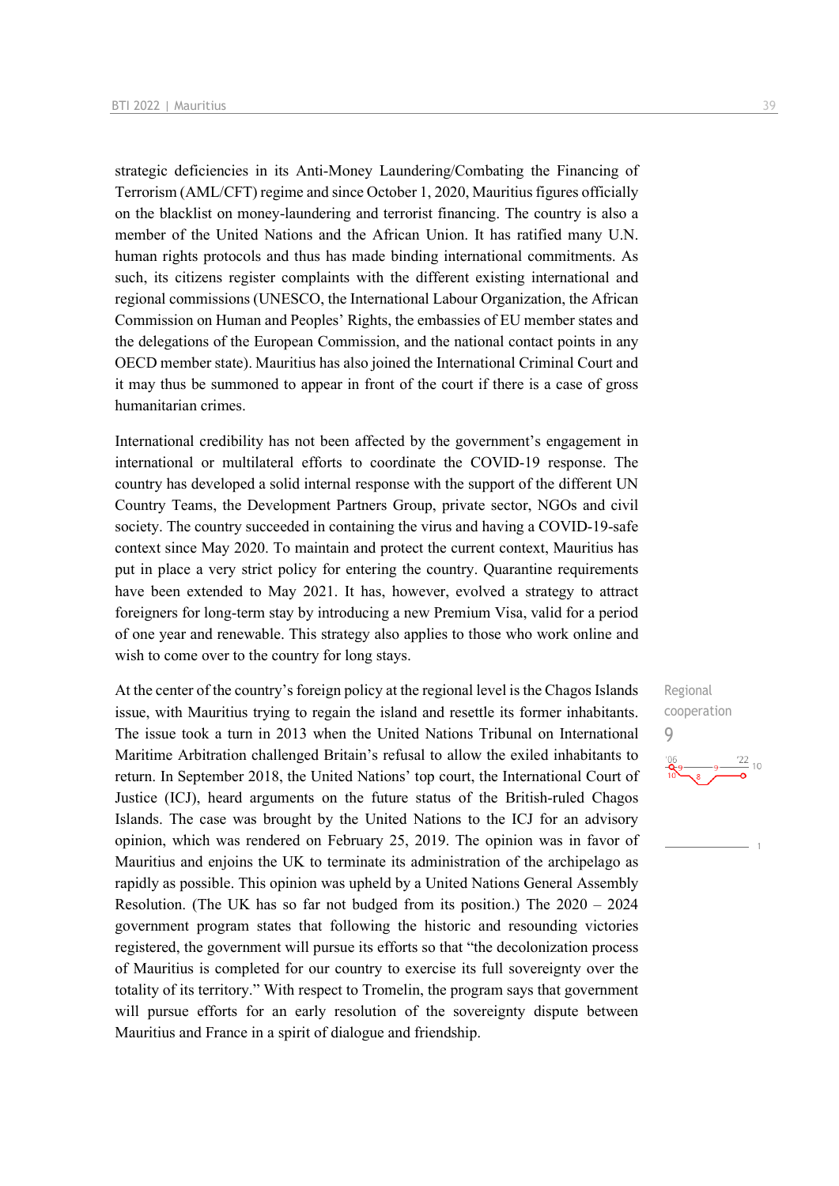strategic deficiencies in its Anti-Money Laundering/Combating the Financing of Terrorism (AML/CFT) regime and since October 1, 2020, Mauritius figures officially on the blacklist on money-laundering and terrorist financing. The country is also a member of the United Nations and the African Union. It has ratified many U.N. human rights protocols and thus has made binding international commitments. As such, its citizens register complaints with the different existing international and regional commissions (UNESCO, the International Labour Organization, the African Commission on Human and Peoples' Rights, the embassies of EU member states and the delegations of the European Commission, and the national contact points in any OECD member state). Mauritius has also joined the International Criminal Court and it may thus be summoned to appear in front of the court if there is a case of gross humanitarian crimes.

International credibility has not been affected by the government's engagement in international or multilateral efforts to coordinate the COVID-19 response. The country has developed a solid internal response with the support of the different UN Country Teams, the Development Partners Group, private sector, NGOs and civil society. The country succeeded in containing the virus and having a COVID-19-safe context since May 2020. To maintain and protect the current context, Mauritius has put in place a very strict policy for entering the country. Quarantine requirements have been extended to May 2021. It has, however, evolved a strategy to attract foreigners for long-term stay by introducing a new Premium Visa, valid for a period of one year and renewable. This strategy also applies to those who work online and wish to come over to the country for long stays.

Regional cooperation
9

At the center of the country's foreign policy at the regional level is the Chagos Islands issue, with Mauritius trying to regain the island and resettle its former inhabitants. The issue took a turn in 2013 when the United Nations Tribunal on International Maritime Arbitration challenged Britain's refusal to allow the exiled inhabitants to return. In September 2018, the United Nations' top court, the International Court of Justice (ICJ), heard arguments on the future status of the British-ruled Chagos Islands. The case was brought by the United Nations to the ICJ for an advisory opinion, which was rendered on February 25, 2019. The opinion was in favor of Mauritius and enjoins the UK to terminate its administration of the archipelago as rapidly as possible. This opinion was upheld by a United Nations General Assembly Resolution. (The UK has so far not budged from its position.) The 2020 – 2024 government program states that following the historic and resounding victories registered, the government will pursue its efforts so that "the decolonization process of Mauritius is completed for our country to exercise its full sovereignty over the totality of its territory." With respect to Tromelin, the program says that government will pursue efforts for an early resolution of the sovereignty dispute between Mauritius and France in a spirit of dialogue and friendship.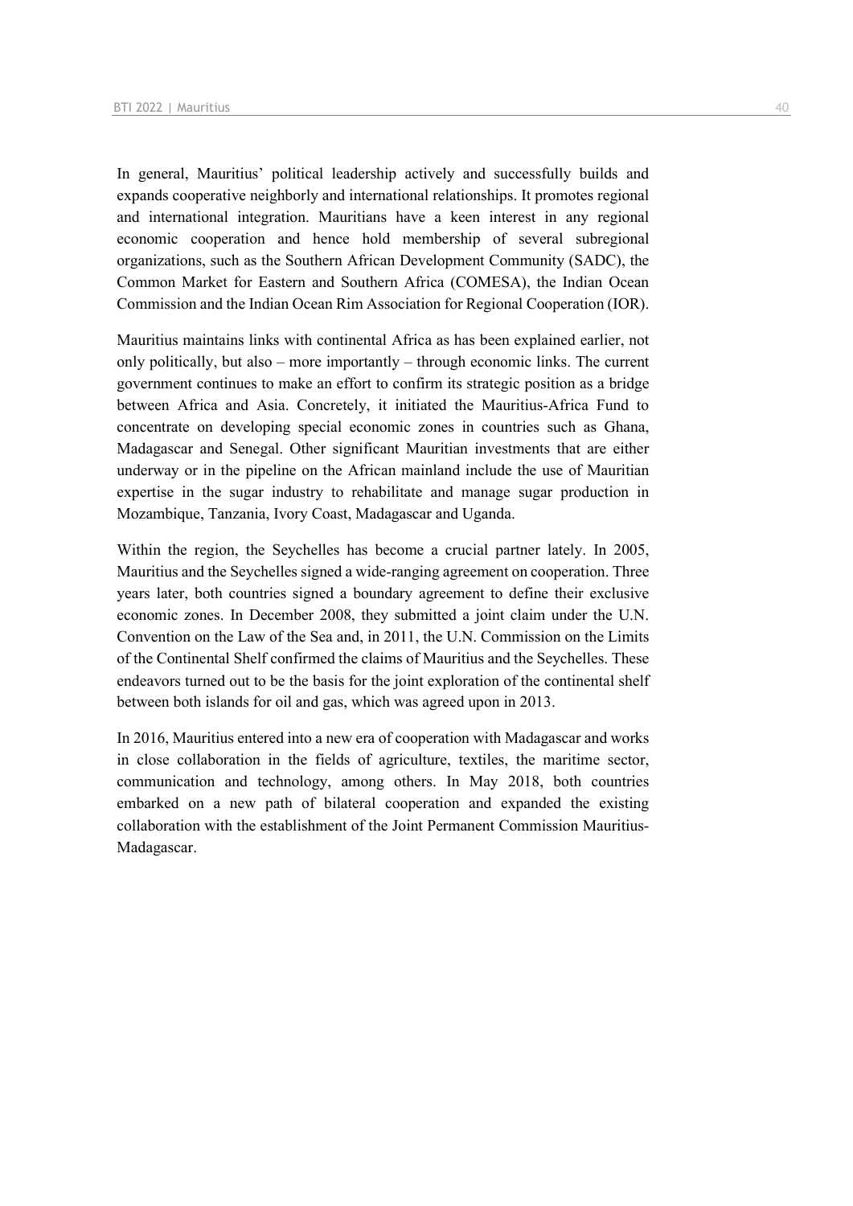In general, Mauritius' political leadership actively and successfully builds and expands cooperative neighborly and international relationships. It promotes regional and international integration. Mauritians have a keen interest in any regional economic cooperation and hence hold membership of several subregional organizations, such as the Southern African Development Community (SADC), the Common Market for Eastern and Southern Africa (COMESA), the Indian Ocean Commission and the Indian Ocean Rim Association for Regional Cooperation (IOR).

Mauritius maintains links with continental Africa as has been explained earlier, not only politically, but also – more importantly – through economic links. The current government continues to make an effort to confirm its strategic position as a bridge between Africa and Asia. Concretely, it initiated the Mauritius-Africa Fund to concentrate on developing special economic zones in countries such as Ghana, Madagascar and Senegal. Other significant Mauritian investments that are either underway or in the pipeline on the African mainland include the use of Mauritian expertise in the sugar industry to rehabilitate and manage sugar production in Mozambique, Tanzania, Ivory Coast, Madagascar and Uganda.

Within the region, the Seychelles has become a crucial partner lately. In 2005, Mauritius and the Seychelles signed a wide-ranging agreement on cooperation. Three years later, both countries signed a boundary agreement to define their exclusive economic zones. In December 2008, they submitted a joint claim under the U.N. Convention on the Law of the Sea and, in 2011, the U.N. Commission on the Limits of the Continental Shelf confirmed the claims of Mauritius and the Seychelles. These endeavors turned out to be the basis for the joint exploration of the continental shelf between both islands for oil and gas, which was agreed upon in 2013.

In 2016, Mauritius entered into a new era of cooperation with Madagascar and works in close collaboration in the fields of agriculture, textiles, the maritime sector, communication and technology, among others. In May 2018, both countries embarked on a new path of bilateral cooperation and expanded the existing collaboration with the establishment of the Joint Permanent Commission Mauritius-Madagascar.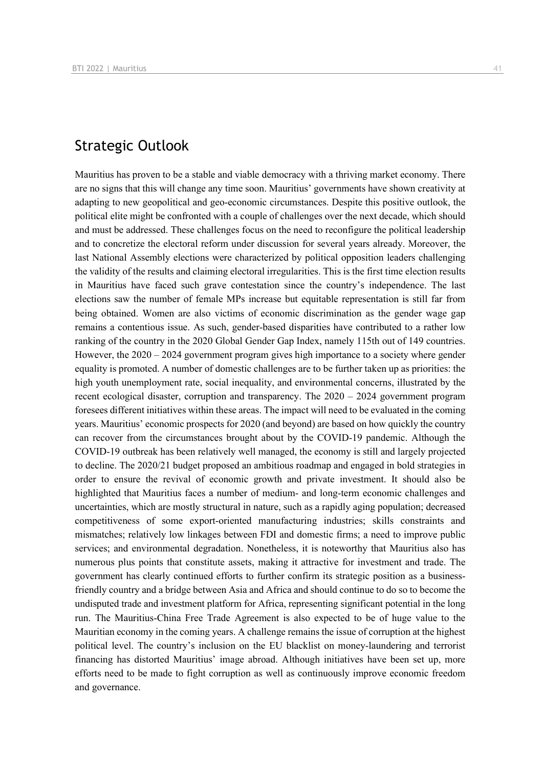## Strategic Outlook

Mauritius has proven to be a stable and viable democracy with a thriving market economy. There are no signs that this will change any time soon. Mauritius' governments have shown creativity at adapting to new geopolitical and geo-economic circumstances. Despite this positive outlook, the political elite might be confronted with a couple of challenges over the next decade, which should and must be addressed. These challenges focus on the need to reconfigure the political leadership and to concretize the electoral reform under discussion for several years already. Moreover, the last National Assembly elections were characterized by political opposition leaders challenging the validity of the results and claiming electoral irregularities. This is the first time election results in Mauritius have faced such grave contestation since the country's independence. The last elections saw the number of female MPs increase but equitable representation is still far from being obtained. Women are also victims of economic discrimination as the gender wage gap remains a contentious issue. As such, gender-based disparities have contributed to a rather low ranking of the country in the 2020 Global Gender Gap Index, namely 115th out of 149 countries. However, the 2020 – 2024 government program gives high importance to a society where gender equality is promoted. A number of domestic challenges are to be further taken up as priorities: the high youth unemployment rate, social inequality, and environmental concerns, illustrated by the recent ecological disaster, corruption and transparency. The 2020 – 2024 government program foresees different initiatives within these areas. The impact will need to be evaluated in the coming years. Mauritius' economic prospects for 2020 (and beyond) are based on how quickly the country can recover from the circumstances brought about by the COVID-19 pandemic. Although the COVID-19 outbreak has been relatively well managed, the economy is still and largely projected to decline. The 2020/21 budget proposed an ambitious roadmap and engaged in bold strategies in order to ensure the revival of economic growth and private investment. It should also be highlighted that Mauritius faces a number of medium- and long-term economic challenges and uncertainties, which are mostly structural in nature, such as a rapidly aging population; decreased competitiveness of some export-oriented manufacturing industries; skills constraints and mismatches; relatively low linkages between FDI and domestic firms; a need to improve public services; and environmental degradation. Nonetheless, it is noteworthy that Mauritius also has numerous plus points that constitute assets, making it attractive for investment and trade. The government has clearly continued efforts to further confirm its strategic position as a business-friendly country and a bridge between Asia and Africa and should continue to do so to become the undisputed trade and investment platform for Africa, representing significant potential in the long run. The Mauritius-China Free Trade Agreement is also expected to be of huge value to the Mauritian economy in the coming years. A challenge remains the issue of corruption at the highest political level. The country's inclusion on the EU blacklist on money-laundering and terrorist financing has distorted Mauritius' image abroad. Although initiatives have been set up, more efforts need to be made to fight corruption as well as continuously improve economic freedom and governance.